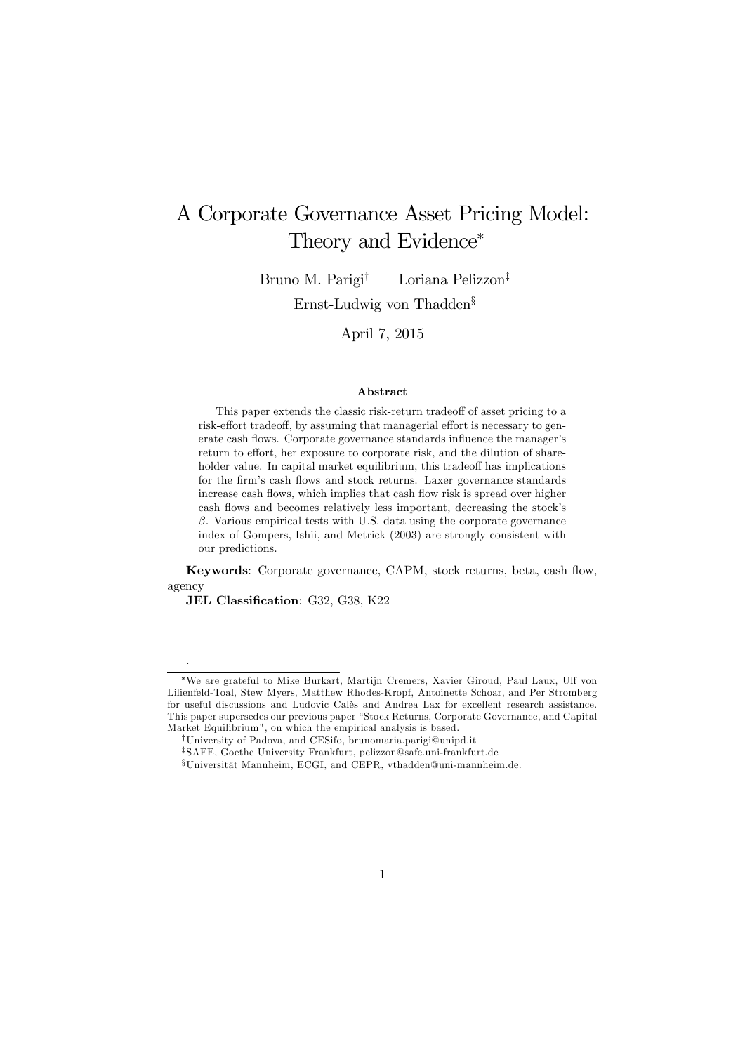# A Corporate Governance Asset Pricing Model: Theory and Evidence*

Bruno M. Parigi[†] Loriana Pelizzon[‡]

Ernst-Ludwig von Thadden[§]

April 7, 2015

### Abstract

This paper extends the classic risk-return tradeoff of asset pricing to a risk-effort tradeoff, by assuming that managerial effort is necessary to generate cash flows. Corporate governance standards influence the manager's return to effort, her exposure to corporate risk, and the dilution of shareholder value. In capital market equilibrium, this tradeoff has implications for the firm's cash flows and stock returns. Laxer governance standards increase cash flows, which implies that cash flow risk is spread over higher cash flows and becomes relatively less important, decreasing the stock's $\beta$. Various empirical tests with U.S. data using the corporate governance index of Gompers, Ishii, and Metrick (2003) are strongly consistent with our predictions.

**Keywords**: Corporate governance, CAPM, stock returns, beta, cash flow, agency

**JEL Classification**: G32, G38, K22

.

*We are grateful to Mike Burkart, Martijn Cremers, Xavier Giroud, Paul Laux, Ulf von Lilienfeld-Toal, Stew Myers, Matthew Rhodes-Kropf, Antoinette Schoar, and Per Stromberg for useful discussions and Ludovic Calès and Andrea Lax for excellent research assistance. This paper supersedes our previous paper "Stock Returns, Corporate Governance, and Capital Market Equilibrium", on which the empirical analysis is based.

[†]University of Padova, and CESifo, brunomaria.parigi@unipd.it

[‡]SAFE, Goethe University Frankfurt, pelizzon@safe.uni-frankfurt.de

[§]Universität Mannheim, ECGI, and CEPR, vthadden@uni-mannheim.de.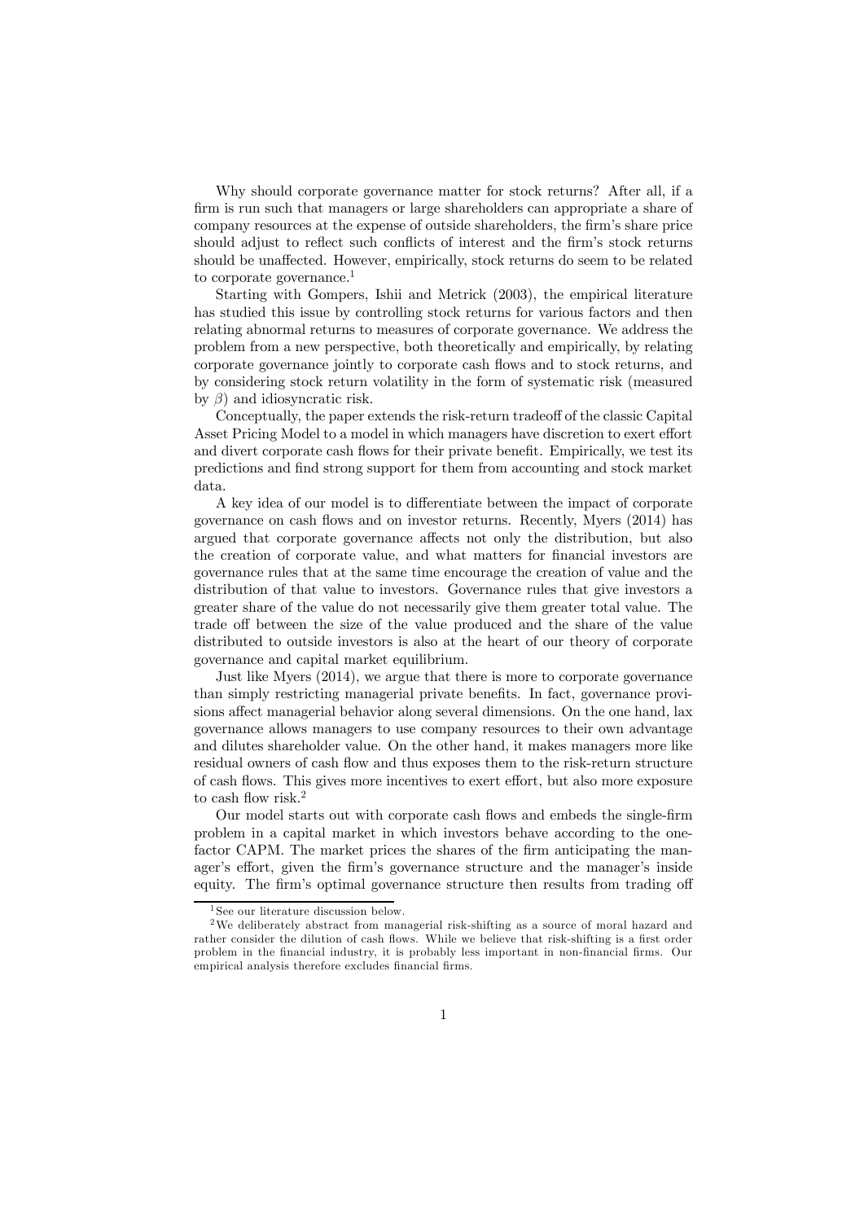Why should corporate governance matter for stock returns? After all, if a firm is run such that managers or large shareholders can appropriate a share of company resources at the expense of outside shareholders, the firm's share price should adjust to reflect such conflicts of interest and the firm's stock returns should be unaffected. However, empirically, stock returns do seem to be related to corporate governance.[1]

Starting with Gompers, Ishii and Metrick (2003), the empirical literature has studied this issue by controlling stock returns for various factors and then relating abnormal returns to measures of corporate governance. We address the problem from a new perspective, both theoretically and empirically, by relating corporate governance jointly to corporate cash flows and to stock returns, and by considering stock return volatility in the form of systematic risk (measured by $\beta$) and idiosyncratic risk.

Conceptually, the paper extends the risk-return tradeoff of the classic Capital Asset Pricing Model to a model in which managers have discretion to exert effort and divert corporate cash flows for their private benefit. Empirically, we test its predictions and find strong support for them from accounting and stock market data.

A key idea of our model is to differentiate between the impact of corporate governance on cash flows and on investor returns. Recently, Myers (2014) has argued that corporate governance affects not only the distribution, but also the creation of corporate value, and what matters for financial investors are governance rules that at the same time encourage the creation of value and the distribution of that value to investors. Governance rules that give investors a greater share of the value do not necessarily give them greater total value. The trade off between the size of the value produced and the share of the value distributed to outside investors is also at the heart of our theory of corporate governance and capital market equilibrium.

Just like Myers (2014), we argue that there is more to corporate governance than simply restricting managerial private benefits. In fact, governance provisions affect managerial behavior along several dimensions. On the one hand, lax governance allows managers to use company resources to their own advantage and dilutes shareholder value. On the other hand, it makes managers more like residual owners of cash flow and thus exposes them to the risk-return structure of cash flows. This gives more incentives to exert effort, but also more exposure to cash flow risk.[2]

Our model starts out with corporate cash flows and embeds the single-firm problem in a capital market in which investors behave according to the one-factor CAPM. The market prices the shares of the firm anticipating the manager's effort, given the firm's governance structure and the manager's inside equity. The firm's optimal governance structure then results from trading off

[1] See our literature discussion below.

[2] We deliberately abstract from managerial risk-shifting as a source of moral hazard and rather consider the dilution of cash flows. While we believe that risk-shifting is a first order problem in the financial industry, it is probably less important in non-financial firms. Our empirical analysis therefore excludes financial firms.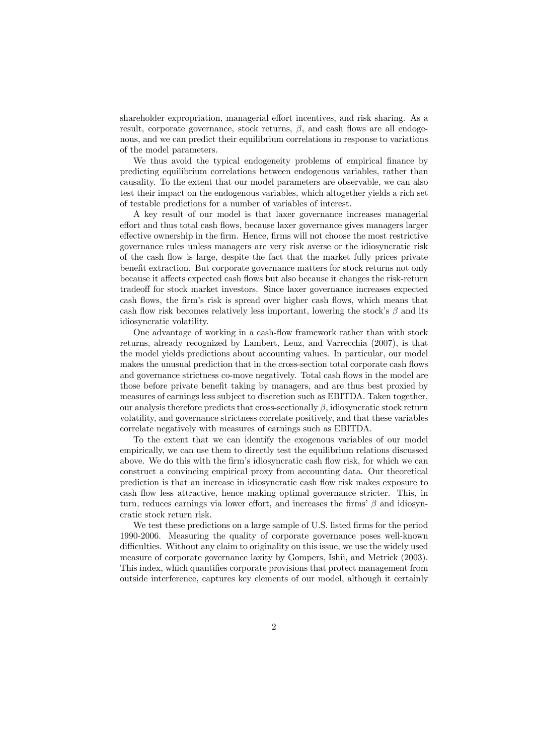shareholder expropriation, managerial effort incentives, and risk sharing. As a result, corporate governance, stock returns, $\beta$, and cash flows are all endogenous, and we can predict their equilibrium correlations in response to variations of the model parameters.

We thus avoid the typical endogeneity problems of empirical finance by predicting equilibrium correlations between endogenous variables, rather than causality. To the extent that our model parameters are observable, we can also test their impact on the endogenous variables, which altogether yields a rich set of testable predictions for a number of variables of interest.

A key result of our model is that laxer governance increases managerial effort and thus total cash flows, because laxer governance gives managers larger effective ownership in the firm. Hence, firms will not choose the most restrictive governance rules unless managers are very risk averse or the idiosyncratic risk of the cash flow is large, despite the fact that the market fully prices private benefit extraction. But corporate governance matters for stock returns not only because it affects expected cash flows but also because it changes the risk-return tradeoff for stock market investors. Since laxer governance increases expected cash flows, the firm's risk is spread over higher cash flows, which means that cash flow risk becomes relatively less important, lowering the stock's $\beta$ and its idiosyncratic volatility.

One advantage of working in a cash-flow framework rather than with stock returns, already recognized by Lambert, Leuz, and Varrecchia (2007), is that the model yields predictions about accounting values. In particular, our model makes the unusual prediction that in the cross-section total corporate cash flows and governance strictness co-move negatively. Total cash flows in the model are those before private benefit taking by managers, and are thus best proxied by measures of earnings less subject to discretion such as EBITDA. Taken together, our analysis therefore predicts that cross-sectionally $\beta$, idiosyncratic stock return volatility, and governance strictness correlate positively, and that these variables correlate negatively with measures of earnings such as EBITDA.

To the extent that we can identify the exogenous variables of our model empirically, we can use them to directly test the equilibrium relations discussed above. We do this with the firm's idiosyncratic cash flow risk, for which we can construct a convincing empirical proxy from accounting data. Our theoretical prediction is that an increase in idiosyncratic cash flow risk makes exposure to cash flow less attractive, hence making optimal governance stricter. This, in turn, reduces earnings via lower effort, and increases the firms' $\beta$ and idiosyncratic stock return risk.

We test these predictions on a large sample of U.S. listed firms for the period 1990-2006. Measuring the quality of corporate governance poses well-known difficulties. Without any claim to originality on this issue, we use the widely used measure of corporate governance laxity by Gompers, Ishii, and Metrick (2003). This index, which quantifies corporate provisions that protect management from outside interference, captures key elements of our model, although it certainly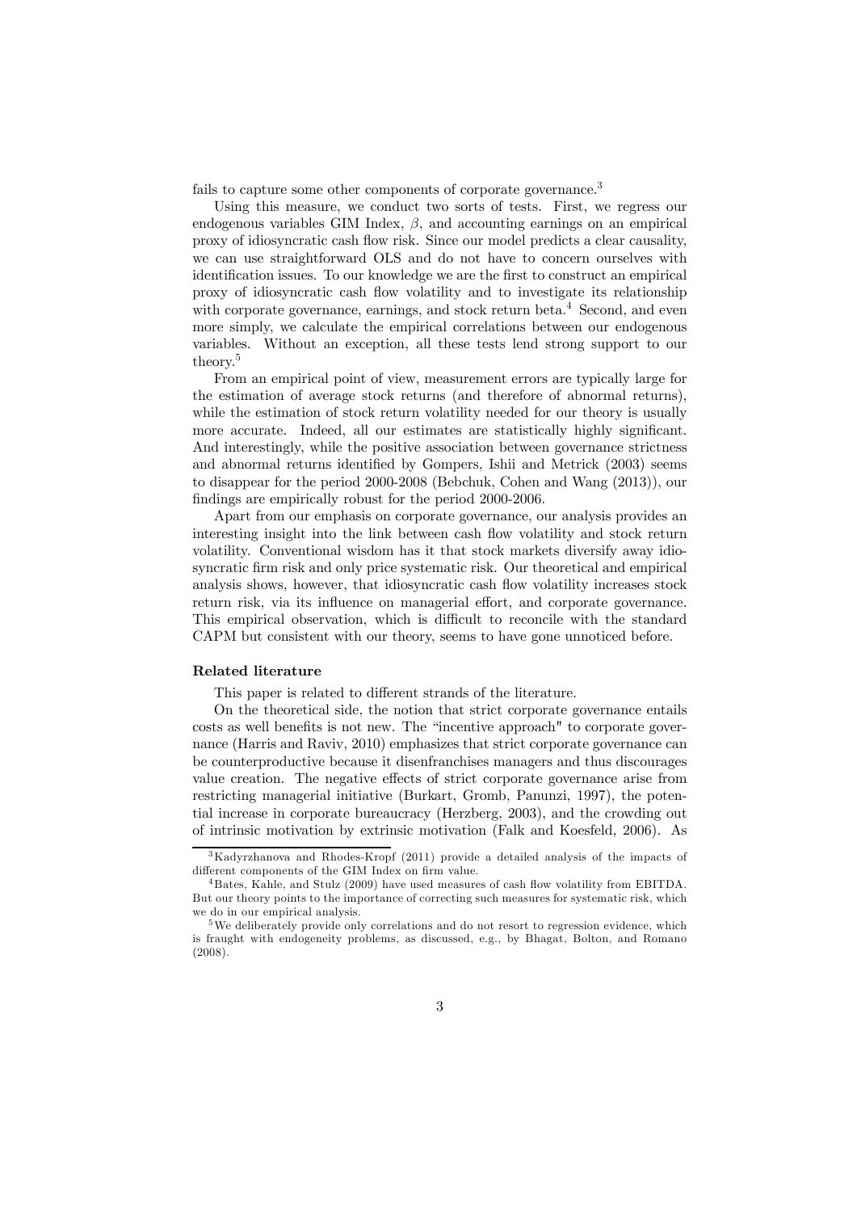fails to capture some other components of corporate governance.[3]

Using this measure, we conduct two sorts of tests. First, we regress our endogenous variables GIM Index, $\beta$, and accounting earnings on an empirical proxy of idiosyncratic cash flow risk. Since our model predicts a clear causality, we can use straightforward OLS and do not have to concern ourselves with identification issues. To our knowledge we are the first to construct an empirical proxy of idiosyncratic cash flow volatility and to investigate its relationship with corporate governance, earnings, and stock return beta.[4] Second, and even more simply, we calculate the empirical correlations between our endogenous variables. Without an exception, all these tests lend strong support to our theory.[5]

From an empirical point of view, measurement errors are typically large for the estimation of average stock returns (and therefore of abnormal returns), while the estimation of stock return volatility needed for our theory is usually more accurate. Indeed, all our estimates are statistically highly significant. And interestingly, while the positive association between governance strictness and abnormal returns identified by Gompers, Ishii and Metrick (2003) seems to disappear for the period 2000-2008 (Bebchuk, Cohen and Wang (2013)), our findings are empirically robust for the period 2000-2006.

Apart from our emphasis on corporate governance, our analysis provides an interesting insight into the link between cash flow volatility and stock return volatility. Conventional wisdom has it that stock markets diversify away idiosyncratic firm risk and only price systematic risk. Our theoretical and empirical analysis shows, however, that idiosyncratic cash flow volatility increases stock return risk, via its influence on managerial effort, and corporate governance. This empirical observation, which is difficult to reconcile with the standard CAPM but consistent with our theory, seems to have gone unnoticed before.

**Related literature**

This paper is related to different strands of the literature.

On the theoretical side, the notion that strict corporate governance entails costs as well benefits is not new. The "incentive approach" to corporate governance (Harris and Raviv, 2010) emphasizes that strict corporate governance can be counterproductive because it disenfranchises managers and thus discourages value creation. The negative effects of strict corporate governance arise from restricting managerial initiative (Burkart, Gromb, Panunzi, 1997), the potential increase in corporate bureaucracy (Herzberg, 2003), and the crowding out of intrinsic motivation by extrinsic motivation (Falk and Koesfeld, 2006). As

---

[3] Kadyrzhanova and Rhodes-Kropf (2011) provide a detailed analysis of the impacts of different components of the GIM Index on firm value.

[4] Bates, Kahle, and Stulz (2009) have used measures of cash flow volatility from EBITDA. But our theory points to the importance of correcting such measures for systematic risk, which we do in our empirical analysis.

[5] We deliberately provide only correlations and do not resort to regression evidence, which is fraught with endogeneity problems, as discussed, e.g., by Bhagat, Bolton, and Romano (2008).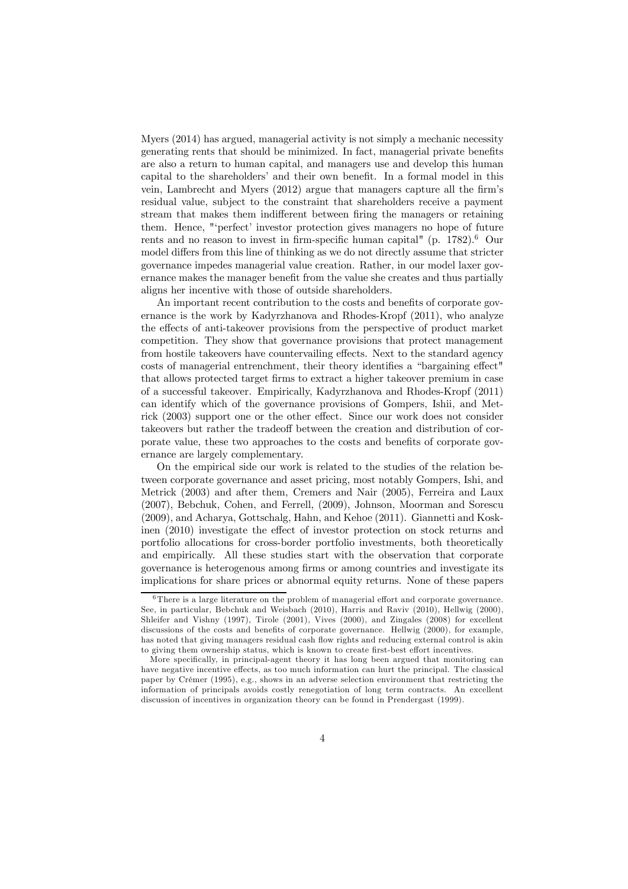Myers (2014) has argued, managerial activity is not simply a mechanic necessity generating rents that should be minimized. In fact, managerial private benefits are also a return to human capital, and managers use and develop this human capital to the shareholders' and their own benefit. In a formal model in this vein, Lambrecht and Myers (2012) argue that managers capture all the firm's residual value, subject to the constraint that shareholders receive a payment stream that makes them indifferent between firing the managers or retaining them. Hence, "'perfect' investor protection gives managers no hope of future rents and no reason to invest in firm-specific human capital" (p. 1782).[6] Our model differs from this line of thinking as we do not directly assume that stricter governance impedes managerial value creation. Rather, in our model laxer governance makes the manager benefit from the value she creates and thus partially aligns her incentive with those of outside shareholders.

An important recent contribution to the costs and benefits of corporate governance is the work by Kadyrzhanova and Rhodes-Kropf (2011), who analyze the effects of anti-takeover provisions from the perspective of product market competition. They show that governance provisions that protect management from hostile takeovers have countervailing effects. Next to the standard agency costs of managerial entrenchment, their theory identifies a "bargaining effect" that allows protected target firms to extract a higher takeover premium in case of a successful takeover. Empirically, Kadyrzhanova and Rhodes-Kropf (2011) can identify which of the governance provisions of Gompers, Ishii, and Metrick (2003) support one or the other effect. Since our work does not consider takeovers but rather the tradeoff between the creation and distribution of corporate value, these two approaches to the costs and benefits of corporate governance are largely complementary.

On the empirical side our work is related to the studies of the relation between corporate governance and asset pricing, most notably Gompers, Ishi, and Metrick (2003) and after them, Cremers and Nair (2005), Ferreira and Laux (2007), Bebchuk, Cohen, and Ferrell, (2009), Johnson, Moorman and Sorescu (2009), and Acharya, Gottschalg, Hahn, and Kehoe (2011). Giannetti and Koskinen (2010) investigate the effect of investor protection on stock returns and portfolio allocations for cross-border portfolio investments, both theoretically and empirically. All these studies start with the observation that corporate governance is heterogenous among firms or among countries and investigate its implications for share prices or abnormal equity returns. None of these papers

[6] There is a large literature on the problem of managerial effort and corporate governance. See, in particular, Bebchuk and Weisbach (2010), Harris and Raviv (2010), Hellwig (2000), Shleifer and Vishny (1997), Tirole (2001), Vives (2000), and Zingales (2008) for excellent discussions of the costs and benefits of corporate governance. Hellwig (2000), for example, has noted that giving managers residual cash flow rights and reducing external control is akin to giving them ownership status, which is known to create first-best effort incentives.

More specifically, in principal-agent theory it has long been argued that monitoring can have negative incentive effects, as too much information can hurt the principal. The classical paper by Crémer (1995), e.g., shows in an adverse selection environment that restricting the information of principals avoids costly renegotiation of long term contracts. An excellent discussion of incentives in organization theory can be found in Prendergast (1999).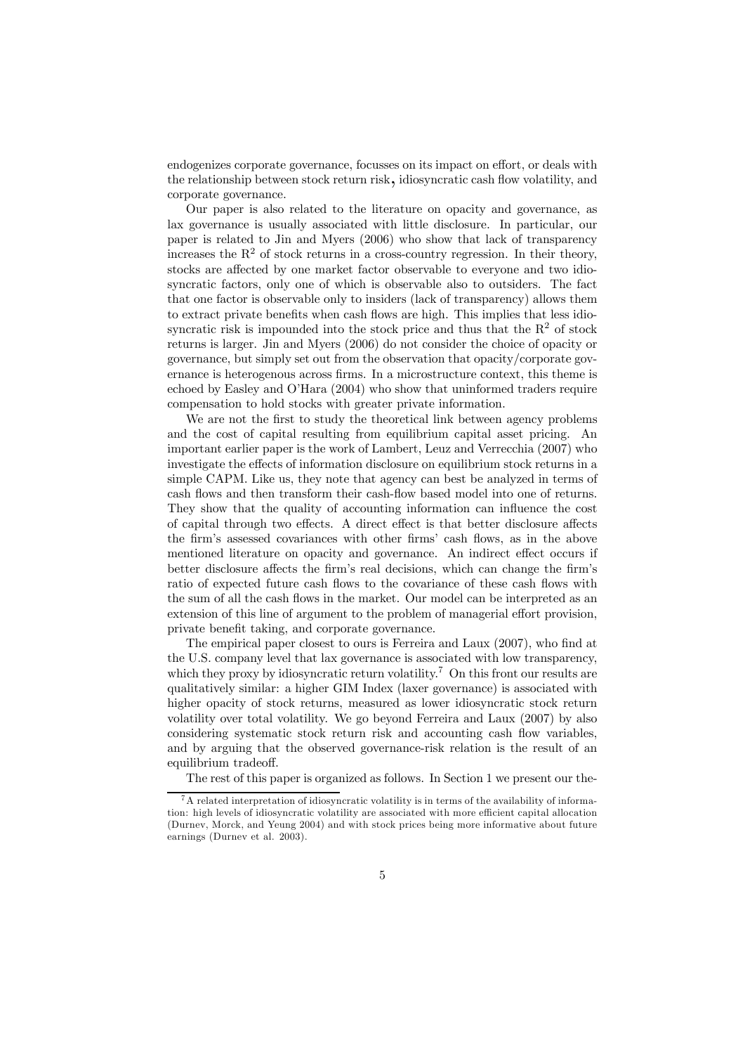endogenizes corporate governance, focusses on its impact on effort, or deals with the relationship between stock return risk, idiosyncratic cash flow volatility, and corporate governance.

Our paper is also related to the literature on opacity and governance, as lax governance is usually associated with little disclosure. In particular, our paper is related to Jin and Myers (2006) who show that lack of transparency increases the $R^2$ of stock returns in a cross-country regression. In their theory, stocks are affected by one market factor observable to everyone and two idiosyncratic factors, only one of which is observable also to outsiders. The fact that one factor is observable only to insiders (lack of transparency) allows them to extract private benefits when cash flows are high. This implies that less idiosyncratic risk is impounded into the stock price and thus that the $R^2$ of stock returns is larger. Jin and Myers (2006) do not consider the choice of opacity or governance, but simply set out from the observation that opacity/corporate governance is heterogenous across firms. In a microstructure context, this theme is echoed by Easley and O'Hara (2004) who show that uninformed traders require compensation to hold stocks with greater private information.

We are not the first to study the theoretical link between agency problems and the cost of capital resulting from equilibrium capital asset pricing. An important earlier paper is the work of Lambert, Leuz and Verrecchia (2007) who investigate the effects of information disclosure on equilibrium stock returns in a simple CAPM. Like us, they note that agency can best be analyzed in terms of cash flows and then transform their cash-flow based model into one of returns. They show that the quality of accounting information can influence the cost of capital through two effects. A direct effect is that better disclosure affects the firm's assessed covariances with other firms' cash flows, as in the above mentioned literature on opacity and governance. An indirect effect occurs if better disclosure affects the firm's real decisions, which can change the firm's ratio of expected future cash flows to the covariance of these cash flows with the sum of all the cash flows in the market. Our model can be interpreted as an extension of this line of argument to the problem of managerial effort provision, private benefit taking, and corporate governance.

The empirical paper closest to ours is Ferreira and Laux (2007), who find at the U.S. company level that lax governance is associated with low transparency, which they proxy by idiosyncratic return volatility.[7] On this front our results are qualitatively similar: a higher GIM Index (laxer governance) is associated with higher opacity of stock returns, measured as lower idiosyncratic stock return volatility over total volatility. We go beyond Ferreira and Laux (2007) by also considering systematic stock return risk and accounting cash flow variables, and by arguing that the observed governance-risk relation is the result of an equilibrium tradeoff.

The rest of this paper is organized as follows. In Section 1 we present our the-

[7] A related interpretation of idiosyncratic volatility is in terms of the availability of information: high levels of idiosyncratic volatility are associated with more efficient capital allocation (Durnev, Morck, and Yeung 2004) and with stock prices being more informative about future earnings (Durnev et al. 2003).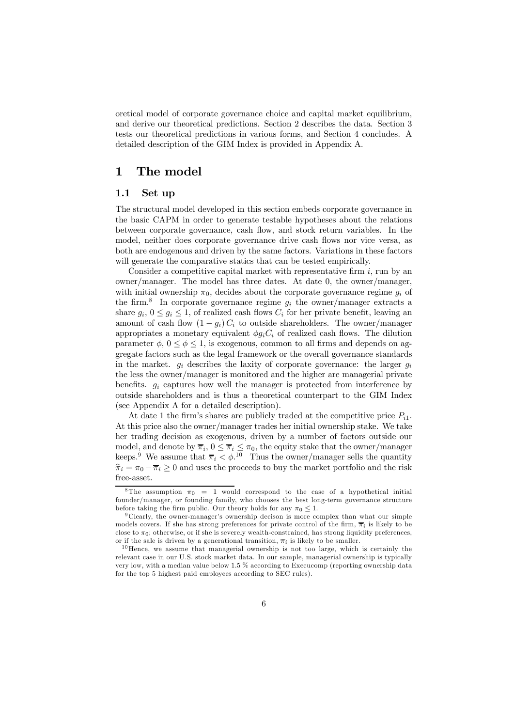oretical model of corporate governance choice and capital market equilibrium, and derive our theoretical predictions. Section 2 describes the data. Section 3 tests our theoretical predictions in various forms, and Section 4 concludes. A detailed description of the GIM Index is provided in Appendix A.

# 1 The model

## 1.1 Set up

The structural model developed in this section embeds corporate governance in the basic CAPM in order to generate testable hypotheses about the relations between corporate governance, cash flow, and stock return variables. In the model, neither does corporate governance drive cash flows nor vice versa, as both are endogenous and driven by the same factors. Variations in these factors will generate the comparative statics that can be tested empirically.

Consider a competitive capital market with representative firm $i$, run by an owner/manager. The model has three dates. At date 0, the owner/manager, with initial ownership $\pi_0$, decides about the corporate governance regime $g_i$ of the firm.[8] In corporate governance regime $g_i$ the owner/manager extracts a share $g_i$, $0 \leq g_i \leq 1$, of realized cash flows $C_i$ for her private benefit, leaving an amount of cash flow $(1 - g_i) C_i$ to outside shareholders. The owner/manager appropriates a monetary equivalent $\phi g_i C_i$ of realized cash flows. The dilution parameter $\phi$, $0 \leq \phi \leq 1$, is exogenous, common to all firms and depends on aggregate factors such as the legal framework or the overall governance standards in the market. $g_i$ describes the laxity of corporate governance: the larger $g_i$ the less the owner/manager is monitored and the higher are managerial private benefits. $g_i$ captures how well the manager is protected from interference by outside shareholders and is thus a theoretical counterpart to the GIM Index (see Appendix A for a detailed description).

At date 1 the firm's shares are publicly traded at the competitive price $P_{i1}$. At this price also the owner/manager trades her initial ownership stake. We take her trading decision as exogenous, driven by a number of factors outside our model, and denote by $\overline{\pi}_i$, $0 \leq \overline{\pi}_i \leq \pi_0$, the equity stake that the owner/manager keeps.[9] We assume that $\overline{\pi}_i < \phi$.[10] Thus the owner/manager sells the quantity $\widehat{\pi}_i = \pi_0 - \overline{\pi}_i \geq 0$ and uses the proceeds to buy the market portfolio and the risk free-asset.

[8] The assumption $\pi_0 = 1$ would correspond to the case of a hypothetical initial founder/manager, or founding family, who chooses the best long-term governance structure before taking the firm public. Our theory holds for any $\pi_0 \leq 1$.

[9] Clearly, the owner-manager's ownership decison is more complex than what our simple models covers. If she has strong preferences for private control of the firm, $\overline{\pi}_i$ is likely to be close to $\pi_0$; otherwise, or if she is severely wealth-constrained, has strong liquidity preferences, or if the sale is driven by a generational transition, $\overline{\pi}_i$ is likely to be smaller.

[10] Hence, we assume that managerial ownership is not too large, which is certainly the relevant case in our U.S. stock market data. In our sample, managerial ownership is typically very low, with a median value below 1.5 % according to Execucomp (reporting ownership data for the top 5 highest paid employees according to SEC rules).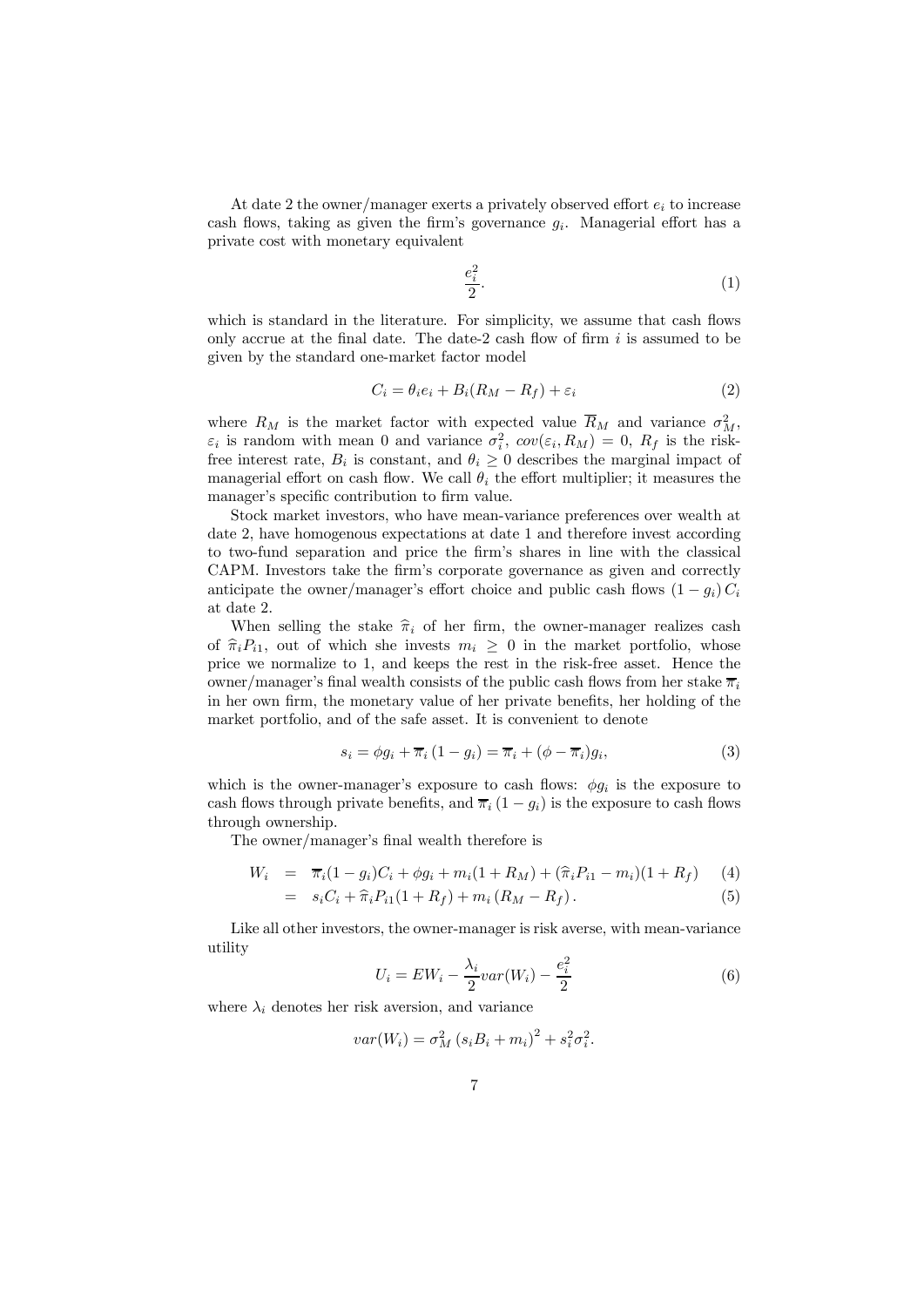At date 2 the owner/manager exerts a privately observed effort $e_i$ to increase cash flows, taking as given the firm's governance $g_i$. Managerial effort has a private cost with monetary equivalent

$$\frac{e_i^2}{2}. \tag{1}$$

which is standard in the literature. For simplicity, we assume that cash flows only accrue at the final date. The date-2 cash flow of firm $i$ is assumed to be given by the standard one-market factor model

$$C_i = \theta_i e_i + B_i(R_M - R_f) + \varepsilon_i \tag{2}$$

where $R_M$ is the market factor with expected value $\overline{R}_M$ and variance $\sigma_M^2$, $\varepsilon_i$ is random with mean 0 and variance $\sigma_i^2$, $cov(\varepsilon_i, R_M) = 0$, $R_f$ is the risk-free interest rate, $B_i$ is constant, and $\theta_i \geq 0$ describes the marginal impact of managerial effort on cash flow. We call $\theta_i$ the effort multiplier; it measures the manager's specific contribution to firm value.

Stock market investors, who have mean-variance preferences over wealth at date 2, have homogenous expectations at date 1 and therefore invest according to two-fund separation and price the firm's shares in line with the classical CAPM. Investors take the firm's corporate governance as given and correctly anticipate the owner/manager's effort choice and public cash flows $(1 - g_i) C_i$ at date 2.

When selling the stake $\widehat{\pi}_i$ of her firm, the owner-manager realizes cash of $\widehat{\pi}_i P_{i1}$, out of which she invests $m_i \geq 0$ in the market portfolio, whose price we normalize to 1, and keeps the rest in the risk-free asset. Hence the owner/manager's final wealth consists of the public cash flows from her stake $\overline{\pi}_i$ in her own firm, the monetary value of her private benefits, her holding of the market portfolio, and of the safe asset. It is convenient to denote

$$s_i = \phi g_i + \overline{\pi}_i (1 - g_i) = \overline{\pi}_i + (\phi - \overline{\pi}_i) g_i, \tag{3}$$

which is the owner-manager's exposure to cash flows: $\phi g_i$ is the exposure to cash flows through private benefits, and $\overline{\pi}_i (1 - g_i)$ is the exposure to cash flows through ownership.

The owner/manager's final wealth therefore is

$$\begin{aligned} W_i &= \overline{\pi}_i(1 - g_i)C_i + \phi g_i + m_i(1 + R_M) + (\widehat{\pi}_i P_{i1} - m_i)(1 + R_f) \qquad (4) \\ &= s_i C_i + \widehat{\pi}_i P_{i1}(1 + R_f) + m_i (R_M - R_f). \qquad (5) \end{aligned}$$

Like all other investors, the owner-manager is risk averse, with mean-variance utility

$$U_i = EW_i - \frac{\lambda_i}{2} var(W_i) - \frac{e_i^2}{2} \tag{6}$$

where $\lambda_i$ denotes her risk aversion, and variance

$$var(W_i) = \sigma_M^2 (s_i B_i + m_i)^2 + s_i^2 \sigma_i^2.$$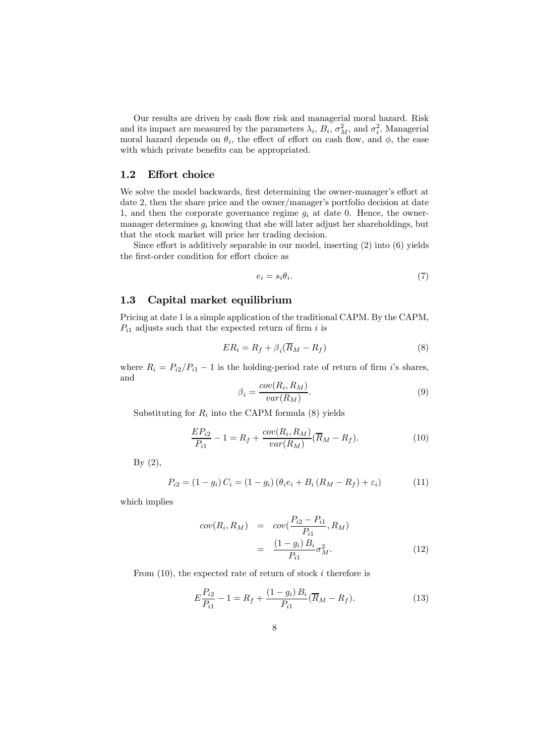Our results are driven by cash flow risk and managerial moral hazard. Risk and its impact are measured by the parameters $\lambda_i$, $B_i$, $\sigma_M^2$, and $\sigma_i^2$. Managerial moral hazard depends on $\theta_i$, the effect of effort on cash flow, and $\phi$, the ease with which private benefits can be appropriated.

## 1.2 Effort choice

We solve the model backwards, first determining the owner-manager's effort at date 2, then the share price and the owner/manager's portfolio decision at date 1, and then the corporate governance regime $g_i$ at date 0. Hence, the owner-manager determines $g_i$ knowing that she will later adjust her shareholdings, but that the stock market will price her trading decision.

Since effort is additively separable in our model, inserting (2) into (6) yields the first-order condition for effort choice as

$$e_i = s_i \theta_i. \tag{7}$$

## 1.3 Capital market equilibrium

Pricing at date 1 is a simple application of the traditional CAPM. By the CAPM, $P_{i1}$ adjusts such that the expected return of firm $i$ is

$$ER_i = R_f + \beta_i(\overline{R}_M - R_f) \tag{8}$$

where $R_i = P_{i2}/P_{i1} - 1$ is the holding-period rate of return of firm $i$'s shares, and

$$\beta_i = \frac{cov(R_i, R_M)}{var(R_M)}. \tag{9}$$

Substituting for $R_i$ into the CAPM formula (8) yields

$$\frac{EP_{i2}}{P_{i1}} - 1 = R_f + \frac{cov(R_i, R_M)}{var(R_M)}(\overline{R}_M - R_f). \tag{10}$$

By (2),

$$P_{i2} = (1 - g_i)\, C_i = (1 - g_i)\left(\theta_i e_i + B_i \left(R_M - R_f\right) + \varepsilon_i\right) \tag{11}$$

which implies

$$\begin{aligned} cov(R_i, R_M) &= cov\left(\frac{P_{i2} - P_{i1}}{P_{i1}}, R_M\right) \\ &= \frac{(1 - g_i)\, B_i}{P_{i1}} \sigma_M^2. \end{aligned} \tag{12}$$

From (10), the expected rate of return of stock $i$ therefore is

$$E\frac{P_{i2}}{P_{i1}} - 1 = R_f + \frac{(1 - g_i)\, B_i}{P_{i1}}(\overline{R}_M - R_f). \tag{13}$$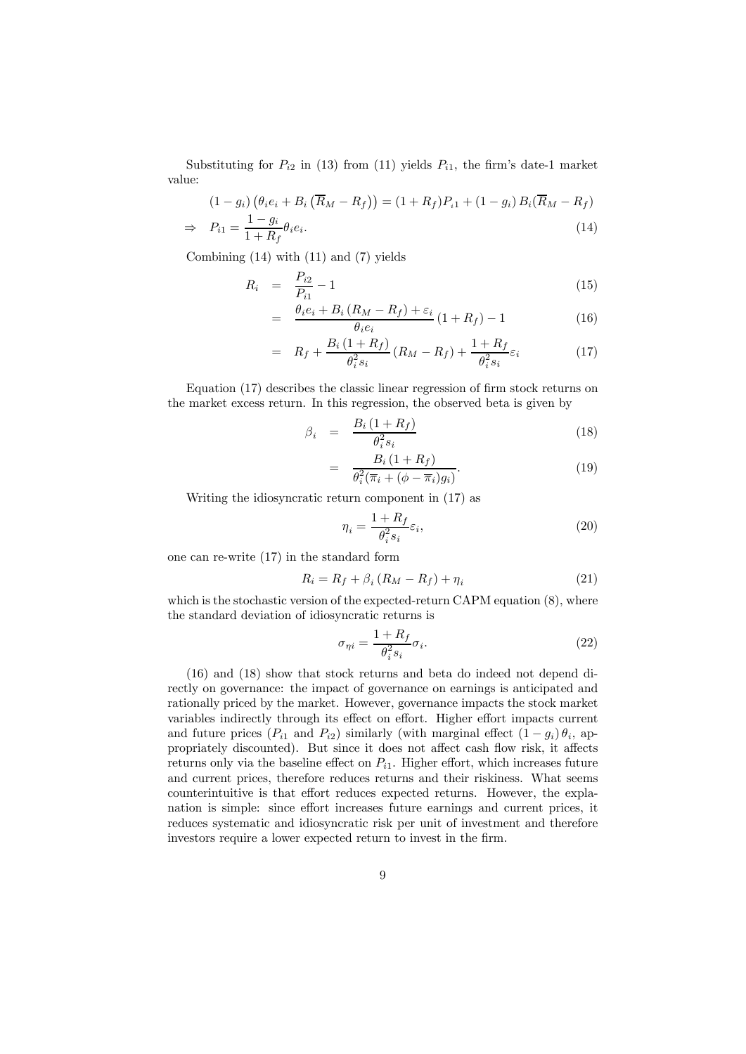Substituting for $P_{i2}$ in (13) from (11) yields $P_{i1}$, the firm's date-1 market value:

$$
\begin{aligned}
& (1-g_i)\left(\theta_i e_i + B_i\left(\overline{R}_M - R_f\right)\right) = (1+R_f)P_{i1} + (1-g_i)\,B_i(\overline{R}_M - R_f) \\
\Rightarrow \quad & P_{i1} = \frac{1-g_i}{1+R_f}\theta_i e_i. \qquad (14)
\end{aligned}
$$

Combining (14) with (11) and (7) yields

$$
\begin{aligned}
R_i &= \frac{P_{i2}}{P_{i1}} - 1 && (15) \\
&= \frac{\theta_i e_i + B_i\left(R_M - R_f\right) + \varepsilon_i}{\theta_i e_i}\left(1+R_f\right) - 1 && (16) \\
&= R_f + \frac{B_i\left(1+R_f\right)}{\theta_i^2 s_i}\left(R_M - R_f\right) + \frac{1+R_f}{\theta_i^2 s_i}\varepsilon_i && (17)
\end{aligned}
$$

Equation (17) describes the classic linear regression of firm stock returns on the market excess return. In this regression, the observed beta is given by

$$
\begin{aligned}
\beta_i &= \frac{B_i\left(1+R_f\right)}{\theta_i^2 s_i} && (18) \\
&= \frac{B_i\left(1+R_f\right)}{\theta_i^2(\overline{\pi}_i + (\phi - \overline{\pi}_i)g_i)}. && (19)
\end{aligned}
$$

Writing the idiosyncratic return component in (17) as

$$
\eta_i = \frac{1+R_f}{\theta_i^2 s_i}\varepsilon_i, \qquad (20)
$$

one can re-write (17) in the standard form

$$
R_i = R_f + \beta_i\left(R_M - R_f\right) + \eta_i \qquad (21)
$$

which is the stochastic version of the expected-return CAPM equation (8), where the standard deviation of idiosyncratic returns is

$$
\sigma_{\eta i} = \frac{1+R_f}{\theta_i^2 s_i}\sigma_i. \qquad (22)
$$

(16) and (18) show that stock returns and beta do indeed not depend directly on governance: the impact of governance on earnings is anticipated and rationally priced by the market. However, governance impacts the stock market variables indirectly through its effect on effort. Higher effort impacts current and future prices ($P_{i1}$ and $P_{i2}$) similarly (with marginal effect $(1-g_i)\,\theta_i$, appropriately discounted). But since it does not affect cash flow risk, it affects returns only via the baseline effect on $P_{i1}$. Higher effort, which increases future and current prices, therefore reduces returns and their riskiness. What seems counterintuitive is that effort reduces expected returns. However, the explanation is simple: since effort increases future earnings and current prices, it reduces systematic and idiosyncratic risk per unit of investment and therefore investors require a lower expected return to invest in the firm.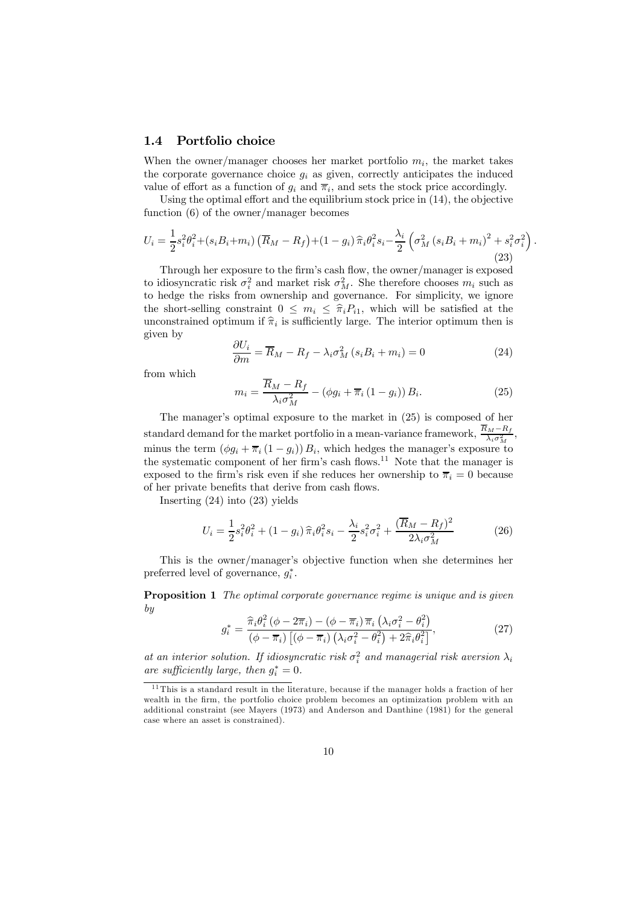### 1.4 Portfolio choice

When the owner/manager chooses her market portfolio $m_i$, the market takes the corporate governance choice $g_i$ as given, correctly anticipates the induced value of effort as a function of $g_i$ and $\overline{\pi}_i$, and sets the stock price accordingly.

Using the optimal effort and the equilibrium stock price in (14), the objective function (6) of the owner/manager becomes

$$U_i = \frac{1}{2}s_i^2\theta_i^2 + (s_iB_i + m_i)\left(\overline{R}_M - R_f\right) + (1-g_i)\,\widehat{\pi}_i\theta_i^2 s_i - \frac{\lambda_i}{2}\left(\sigma_M^2\left(s_iB_i + m_i\right)^2 + s_i^2\sigma_i^2\right). \tag{23}$$

Through her exposure to the firm's cash flow, the owner/manager is exposed to idiosyncratic risk $\sigma_i^2$ and market risk $\sigma_M^2$. She therefore chooses $m_i$ such as to hedge the risks from ownership and governance. For simplicity, we ignore the short-selling constraint $0 \leq m_i \leq \widehat{\pi}_i P_{i1}$, which will be satisfied at the unconstrained optimum if $\widehat{\pi}_i$ is sufficiently large. The interior optimum then is given by

$$\frac{\partial U_i}{\partial m} = \overline{R}_M - R_f - \lambda_i\sigma_M^2\left(s_iB_i + m_i\right) = 0 \tag{24}$$

from which

$$m_i = \frac{\overline{R}_M - R_f}{\lambda_i\sigma_M^2} - \left(\phi g_i + \overline{\pi}_i\left(1-g_i\right)\right)B_i. \tag{25}$$

The manager's optimal exposure to the market in (25) is composed of her standard demand for the market portfolio in a mean-variance framework, $\frac{\overline{R}_M - R_f}{\lambda_i\sigma_M^2}$, minus the term $\left(\phi g_i + \overline{\pi}_i\left(1-g_i\right)\right)B_i$, which hedges the manager's exposure to the systematic component of her firm's cash flows.[11] Note that the manager is exposed to the firm's risk even if she reduces her ownership to $\overline{\pi}_i = 0$ because of her private benefits that derive from cash flows.

Inserting (24) into (23) yields

$$U_i = \frac{1}{2}s_i^2\theta_i^2 + (1-g_i)\,\widehat{\pi}_i\theta_i^2 s_i - \frac{\lambda_i}{2}s_i^2\sigma_i^2 + \frac{(\overline{R}_M - R_f)^2}{2\lambda_i\sigma_M^2} \tag{26}$$

This is the owner/manager's objective function when she determines her preferred level of governance, $g_i^*$.

**Proposition 1** *The optimal corporate governance regime is unique and is given by*

$$g_i^* = \frac{\widehat{\pi}_i\theta_i^2\left(\phi - 2\overline{\pi}_i\right) - \left(\phi - \overline{\pi}_i\right)\overline{\pi}_i\left(\lambda_i\sigma_i^2 - \theta_i^2\right)}{\left(\phi - \overline{\pi}_i\right)\left[\left(\phi - \overline{\pi}_i\right)\left(\lambda_i\sigma_i^2 - \theta_i^2\right) + 2\widehat{\pi}_i\theta_i^2\right]}, \tag{27}$$

*at an interior solution. If idiosyncratic risk $\sigma_i^2$ and managerial risk aversion $\lambda_i$ are sufficiently large, then $g_i^* = 0$.*

[11] This is a standard result in the literature, because if the manager holds a fraction of her wealth in the firm, the portfolio choice problem becomes an optimization problem with an additional constraint (see Mayers (1973) and Anderson and Danthine (1981) for the general case where an asset is constrained).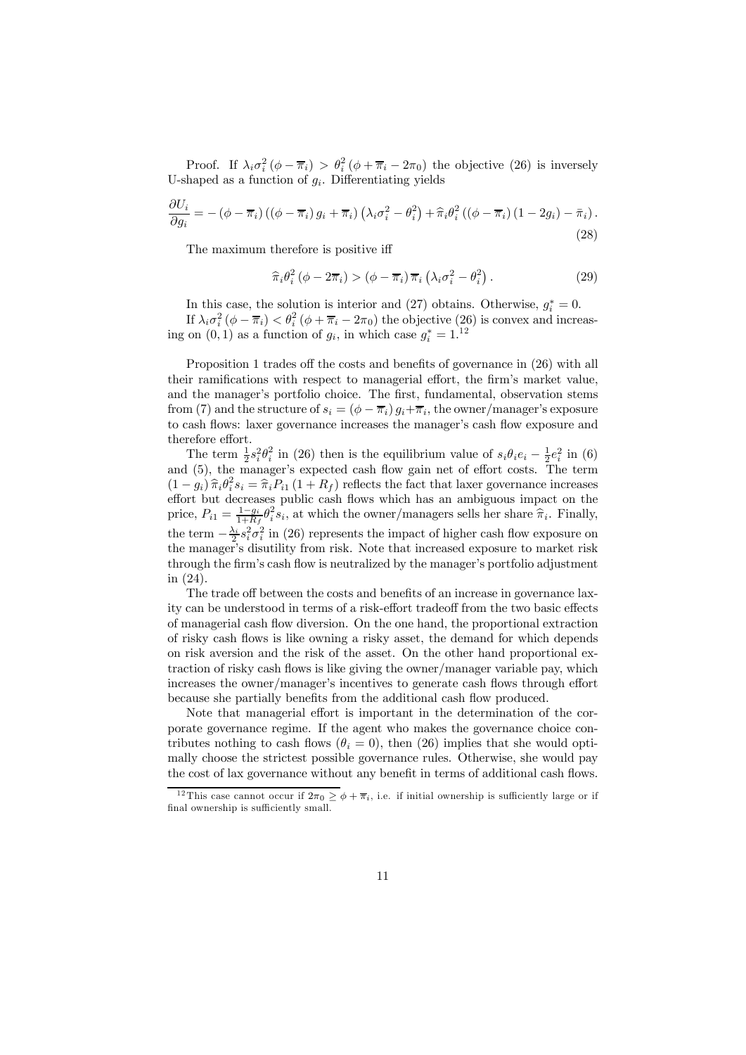Proof. If $\lambda_i \sigma_i^2 (\phi - \overline{\pi}_i) > \theta_i^2 (\phi + \overline{\pi}_i - 2\pi_0)$ the objective (26) is inversely U-shaped as a function of $g_i$. Differentiating yields

$$\frac{\partial U_i}{\partial g_i} = -(\phi - \overline{\pi}_i)((\phi - \overline{\pi}_i) g_i + \overline{\pi}_i)(\lambda_i \sigma_i^2 - \theta_i^2) + \widehat{\pi}_i \theta_i^2 ((\phi - \overline{\pi}_i)(1 - 2g_i) - \bar{\pi}_i). \tag{28}$$

The maximum therefore is positive iff

$$\widehat{\pi}_i \theta_i^2 (\phi - 2\overline{\pi}_i) > (\phi - \overline{\pi}_i) \overline{\pi}_i (\lambda_i \sigma_i^2 - \theta_i^2). \tag{29}$$

In this case, the solution is interior and (27) obtains. Otherwise, $g_i^* = 0$.

If $\lambda_i \sigma_i^2 (\phi - \overline{\pi}_i) < \theta_i^2 (\phi + \overline{\pi}_i - 2\pi_0)$ the objective (26) is convex and increasing on $(0, 1)$ as a function of $g_i$, in which case $g_i^* = 1$.[12]

Proposition 1 trades off the costs and benefits of governance in (26) with all their ramifications with respect to managerial effort, the firm's market value, and the manager's portfolio choice. The first, fundamental, observation stems from (7) and the structure of $s_i = (\phi - \overline{\pi}_i) g_i + \overline{\pi}_i$, the owner/manager's exposure to cash flows: laxer governance increases the manager's cash flow exposure and therefore effort.

The term $\frac{1}{2} s_i^2 \theta_i^2$ in (26) then is the equilibrium value of $s_i \theta_i e_i - \frac{1}{2} e_i^2$ in (6) and (5), the manager's expected cash flow gain net of effort costs. The term $(1 - g_i) \widehat{\pi}_i \theta_i^2 s_i = \widehat{\pi}_i P_{i1} (1 + R_f)$ reflects the fact that laxer governance increases effort but decreases public cash flows which has an ambiguous impact on the price, $P_{i1} = \frac{1 - g_i}{1 + R_f} \theta_i^2 s_i$, at which the owner/managers sells her share $\widehat{\pi}_i$. Finally, the term $-\frac{\lambda_i}{2} s_i^2 \sigma_i^2$ in (26) represents the impact of higher cash flow exposure on the manager's disutility from risk. Note that increased exposure to market risk through the firm's cash flow is neutralized by the manager's portfolio adjustment in (24).

The trade off between the costs and benefits of an increase in governance laxity can be understood in terms of a risk-effort tradeoff from the two basic effects of managerial cash flow diversion. On the one hand, the proportional extraction of risky cash flows is like owning a risky asset, the demand for which depends on risk aversion and the risk of the asset. On the other hand proportional extraction of risky cash flows is like giving the owner/manager variable pay, which increases the owner/manager's incentives to generate cash flows through effort because she partially benefits from the additional cash flow produced.

Note that managerial effort is important in the determination of the corporate governance regime. If the agent who makes the governance choice contributes nothing to cash flows ($\theta_i = 0$), then (26) implies that she would optimally choose the strictest possible governance rules. Otherwise, she would pay the cost of lax governance without any benefit in terms of additional cash flows.

[12] This case cannot occur if $2\pi_0 \geq \phi + \overline{\pi}_i$, i.e. if initial ownership is sufficiently large or if final ownership is sufficiently small.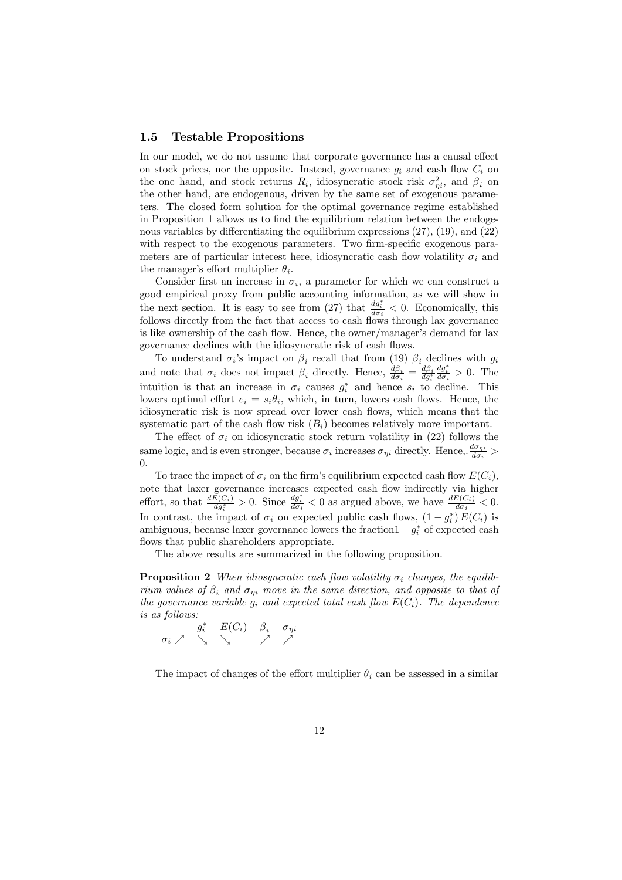### 1.5 Testable Propositions

In our model, we do not assume that corporate governance has a causal effect on stock prices, nor the opposite. Instead, governance $g_i$ and cash flow $C_i$ on the one hand, and stock returns $R_i$, idiosyncratic stock risk $\sigma^2_{\eta i}$, and $\beta_i$ on the other hand, are endogenous, driven by the same set of exogenous parameters. The closed form solution for the optimal governance regime established in Proposition 1 allows us to find the equilibrium relation between the endogenous variables by differentiating the equilibrium expressions (27), (19), and (22) with respect to the exogenous parameters. Two firm-specific exogenous parameters are of particular interest here, idiosyncratic cash flow volatility $\sigma_i$ and the manager's effort multiplier $\theta_i$.

Consider first an increase in $\sigma_i$, a parameter for which we can construct a good empirical proxy from public accounting information, as we will show in the next section. It is easy to see from (27) that $\frac{dg_i^*}{d\sigma_i} < 0$. Economically, this follows directly from the fact that access to cash flows through lax governance is like ownership of the cash flow. Hence, the owner/manager's demand for lax governance declines with the idiosyncratic risk of cash flows.

To understand $\sigma_i$'s impact on $\beta_i$ recall that from (19) $\beta_i$ declines with $g_i$ and note that $\sigma_i$ does not impact $\beta_i$ directly. Hence, $\frac{d\beta_i}{d\sigma_i} = \frac{d\beta_i}{dg_i^*}\frac{dg_i^*}{d\sigma_i} > 0$. The intuition is that an increase in $\sigma_i$ causes $g_i^*$ and hence $s_i$ to decline. This lowers optimal effort $e_i = s_i\theta_i$, which, in turn, lowers cash flows. Hence, the idiosyncratic risk is now spread over lower cash flows, which means that the systematic part of the cash flow risk ($B_i$) becomes relatively more important.

The effect of $\sigma_i$ on idiosyncratic stock return volatility in (22) follows the same logic, and is even stronger, because $\sigma_i$ increases $\sigma_{\eta i}$ directly. Hence,.$\frac{d\sigma_{\eta i}}{d\sigma_i} > 0$.

To trace the impact of $\sigma_i$ on the firm's equilibrium expected cash flow $E(C_i)$, note that laxer governance increases expected cash flow indirectly via higher effort, so that $\frac{dE(C_i)}{dg_i^*} > 0$. Since $\frac{dg_i^*}{d\sigma_i} < 0$ as argued above, we have $\frac{dE(C_i)}{d\sigma_i} < 0$. In contrast, the impact of $\sigma_i$ on expected public cash flows, $(1 - g_i^*)\, E(C_i)$ is ambiguous, because laxer governance lowers the fraction$1 - g_i^*$ of expected cash flows that public shareholders appropriate.

The above results are summarized in the following proposition.

**Proposition 2** *When idiosyncratic cash flow volatility $\sigma_i$ changes, the equilibrium values of $\beta_i$ and $\sigma_{\eta i}$ move in the same direction, and opposite to that of the governance variable $g_i$ and expected total cash flow $E(C_i)$. The dependence is as follows:*

|  | $g_i^*$ | $E(C_i)$ | $\beta_i$ | $\sigma_{\eta i}$ |
|---|---|---|---|---|
| $\sigma_i \nearrow$ | $\searrow$ | $\searrow$ | $\nearrow$ | $\nearrow$ |

The impact of changes of the effort multiplier $\theta_i$ can be assessed in a similar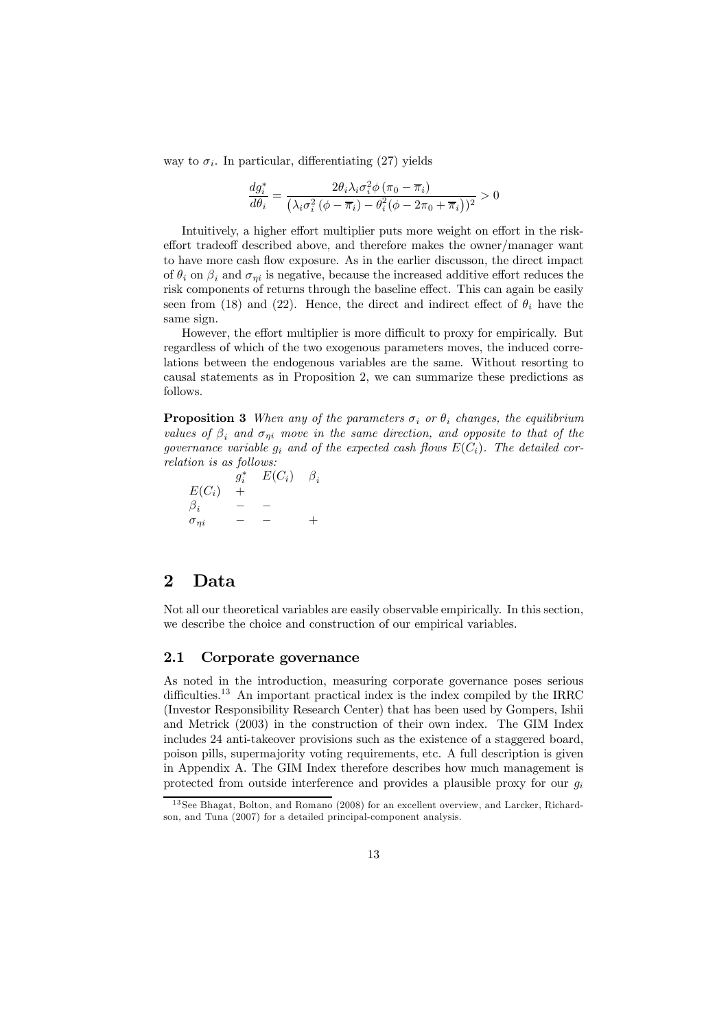way to $\sigma_i$. In particular, differentiating (27) yields

$$\frac{dg_i^*}{d\theta_i} = \frac{2\theta_i \lambda_i \sigma_i^2 \phi \left(\pi_0 - \overline{\pi}_i\right)}{\left(\lambda_i \sigma_i^2 \left(\phi - \overline{\pi}_i\right) - \theta_i^2 (\phi - 2\pi_0 + \overline{\pi}_i)\right)^2} > 0$$

Intuitively, a higher effort multiplier puts more weight on effort in the risk-effort tradeoff described above, and therefore makes the owner/manager want to have more cash flow exposure. As in the earlier discusson, the direct impact of $\theta_i$ on $\beta_i$ and $\sigma_{\eta i}$ is negative, because the increased additive effort reduces the risk components of returns through the baseline effect. This can again be easily seen from (18) and (22). Hence, the direct and indirect effect of $\theta_i$ have the same sign.

However, the effort multiplier is more difficult to proxy for empirically. But regardless of which of the two exogenous parameters moves, the induced correlations between the endogenous variables are the same. Without resorting to causal statements as in Proposition 2, we can summarize these predictions as follows.

**Proposition 3** *When any of the parameters $\sigma_i$ or $\theta_i$ changes, the equilibrium values of $\beta_i$ and $\sigma_{\eta i}$ move in the same direction, and opposite to that of the governance variable $g_i$ and of the expected cash flows $E(C_i)$. The detailed correlation is as follows:*

| | $g_i^*$ | $E(C_i)$ | $\beta_i$ |
|---|---|---|---|
| $E(C_i)$ | $+$ | | |
| $\beta_i$ | $-$ | $-$ | |
| $\sigma_{\eta i}$ | $-$ | $-$ | $+$ |

# 2 Data

Not all our theoretical variables are easily observable empirically. In this section, we describe the choice and construction of our empirical variables.

## 2.1 Corporate governance

As noted in the introduction, measuring corporate governance poses serious difficulties.[13] An important practical index is the index compiled by the IRRC (Investor Responsibility Research Center) that has been used by Gompers, Ishii and Metrick (2003) in the construction of their own index. The GIM Index includes 24 anti-takeover provisions such as the existence of a staggered board, poison pills, supermajority voting requirements, etc. A full description is given in Appendix A. The GIM Index therefore describes how much management is protected from outside interference and provides a plausible proxy for our $g_i$

[13] See Bhagat, Bolton, and Romano (2008) for an excellent overview, and Larcker, Richardson, and Tuna (2007) for a detailed principal-component analysis.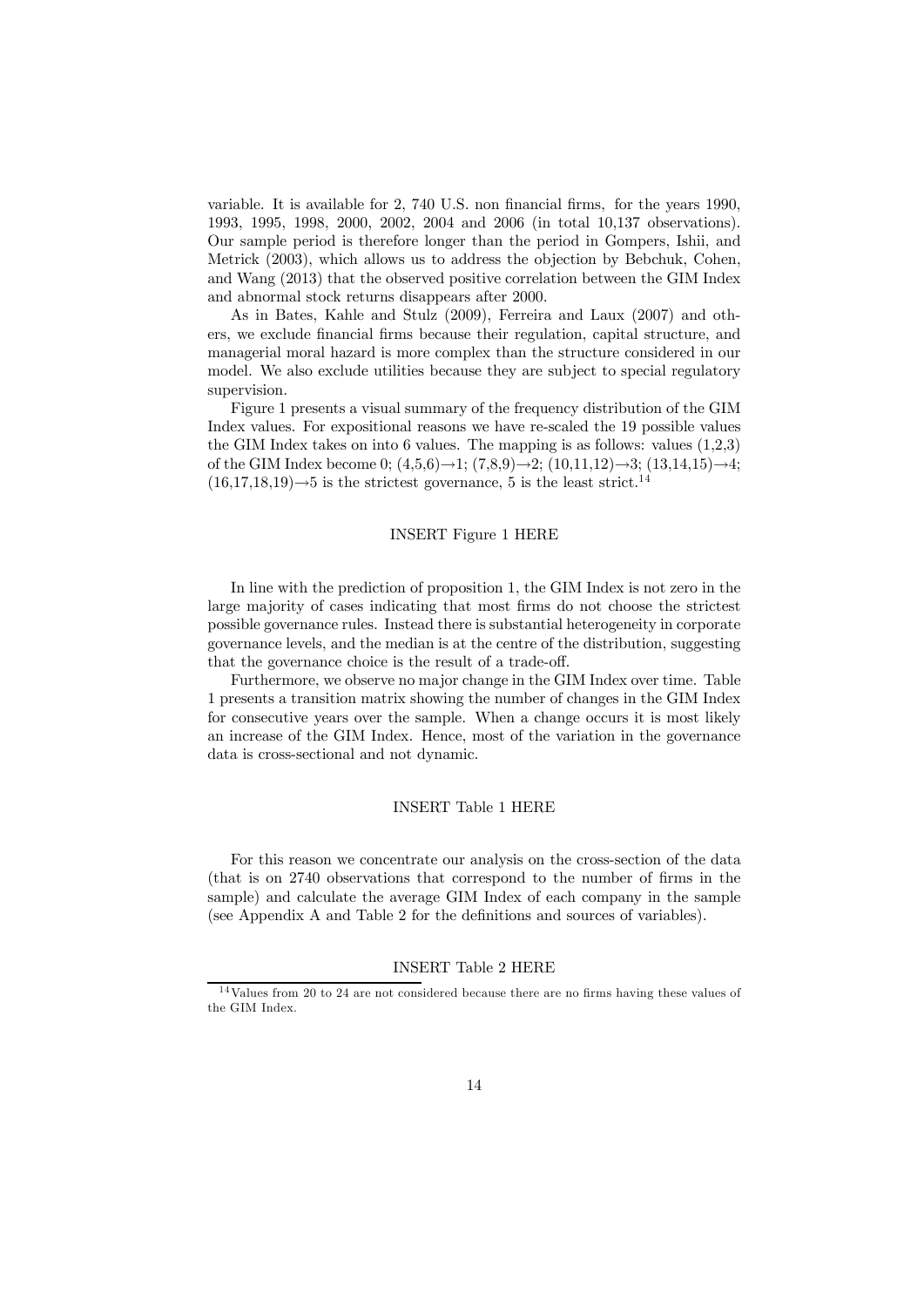variable. It is available for 2, 740 U.S. non financial firms, for the years 1990, 1993, 1995, 1998, 2000, 2002, 2004 and 2006 (in total 10,137 observations). Our sample period is therefore longer than the period in Gompers, Ishii, and Metrick (2003), which allows us to address the objection by Bebchuk, Cohen, and Wang (2013) that the observed positive correlation between the GIM Index and abnormal stock returns disappears after 2000.

As in Bates, Kahle and Stulz (2009), Ferreira and Laux (2007) and others, we exclude financial firms because their regulation, capital structure, and managerial moral hazard is more complex than the structure considered in our model. We also exclude utilities because they are subject to special regulatory supervision.

Figure 1 presents a visual summary of the frequency distribution of the GIM Index values. For expositional reasons we have re-scaled the 19 possible values the GIM Index takes on into 6 values. The mapping is as follows: values (1,2,3) of the GIM Index become 0; (4,5,6)→1; (7,8,9)→2; (10,11,12)→3; (13,14,15)→4; (16,17,18,19)→5 is the strictest governance, 5 is the least strict.[14]

INSERT Figure 1 HERE

In line with the prediction of proposition 1, the GIM Index is not zero in the large majority of cases indicating that most firms do not choose the strictest possible governance rules. Instead there is substantial heterogeneity in corporate governance levels, and the median is at the centre of the distribution, suggesting that the governance choice is the result of a trade-off.

Furthermore, we observe no major change in the GIM Index over time. Table 1 presents a transition matrix showing the number of changes in the GIM Index for consecutive years over the sample. When a change occurs it is most likely an increase of the GIM Index. Hence, most of the variation in the governance data is cross-sectional and not dynamic.

INSERT Table 1 HERE

For this reason we concentrate our analysis on the cross-section of the data (that is on 2740 observations that correspond to the number of firms in the sample) and calculate the average GIM Index of each company in the sample (see Appendix A and Table 2 for the definitions and sources of variables).

INSERT Table 2 HERE

[14] Values from 20 to 24 are not considered because there are no firms having these values of the GIM Index.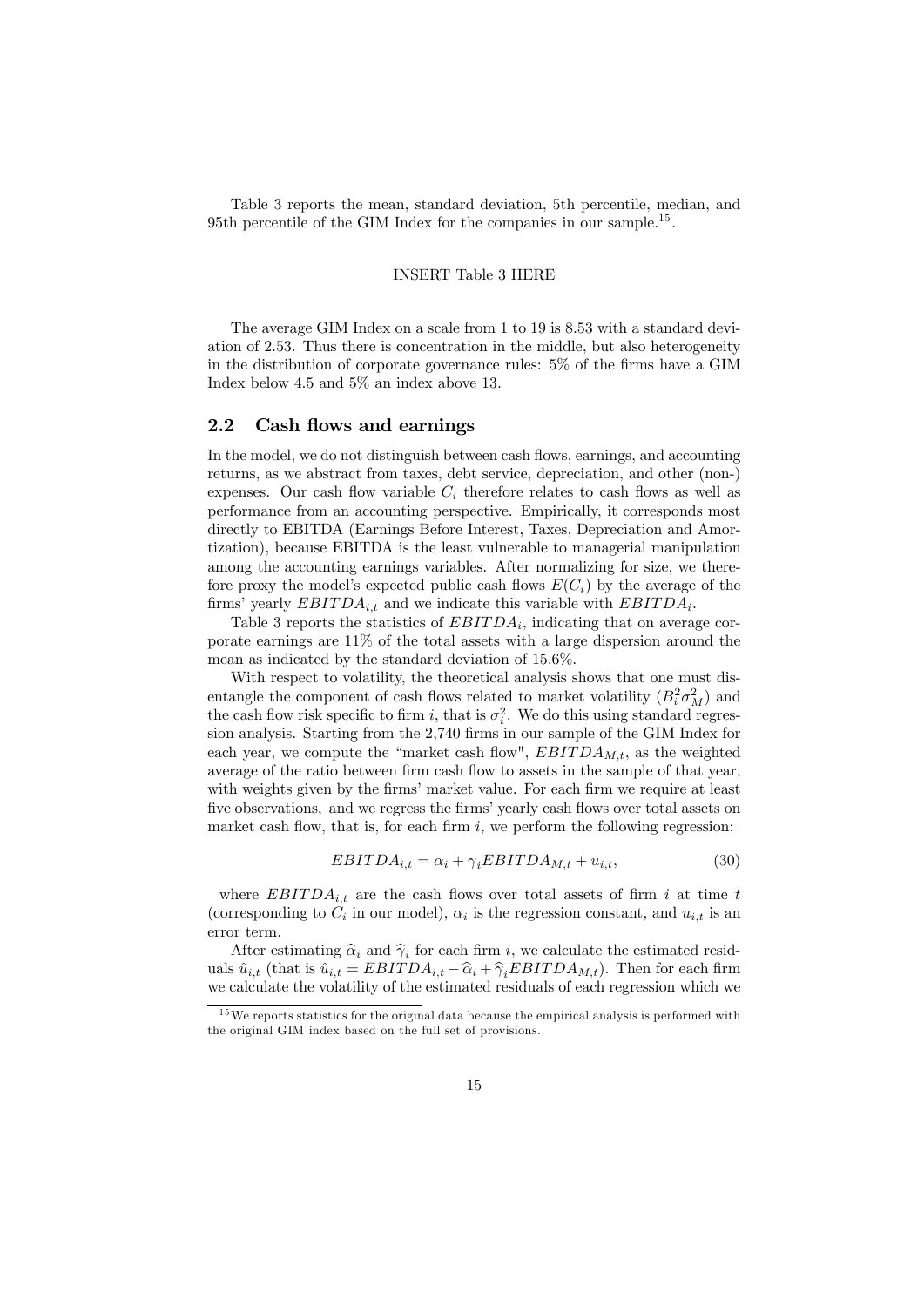Table 3 reports the mean, standard deviation, 5th percentile, median, and 95th percentile of the GIM Index for the companies in our sample.[15].

INSERT Table 3 HERE

The average GIM Index on a scale from 1 to 19 is 8.53 with a standard deviation of 2.53. Thus there is concentration in the middle, but also heterogeneity in the distribution of corporate governance rules: 5% of the firms have a GIM Index below 4.5 and 5% an index above 13.

## 2.2 Cash flows and earnings

In the model, we do not distinguish between cash flows, earnings, and accounting returns, as we abstract from taxes, debt service, depreciation, and other (non-) expenses. Our cash flow variable $C_i$ therefore relates to cash flows as well as performance from an accounting perspective. Empirically, it corresponds most directly to EBITDA (Earnings Before Interest, Taxes, Depreciation and Amortization), because EBITDA is the least vulnerable to managerial manipulation among the accounting earnings variables. After normalizing for size, we therefore proxy the model's expected public cash flows $E(C_i)$ by the average of the firms' yearly $EBITDA_{i,t}$ and we indicate this variable with $EBITDA_i$.

Table 3 reports the statistics of $EBITDA_i$, indicating that on average corporate earnings are 11% of the total assets with a large dispersion around the mean as indicated by the standard deviation of 15.6%.

With respect to volatility, the theoretical analysis shows that one must disentangle the component of cash flows related to market volatility ($B_i^2\sigma_M^2$) and the cash flow risk specific to firm $i$, that is $\sigma_i^2$. We do this using standard regression analysis. Starting from the 2,740 firms in our sample of the GIM Index for each year, we compute the "market cash flow", $EBITDA_{M,t}$, as the weighted average of the ratio between firm cash flow to assets in the sample of that year, with weights given by the firms' market value. For each firm we require at least five observations, and we regress the firms' yearly cash flows over total assets on market cash flow, that is, for each firm $i$, we perform the following regression:

$$EBITDA_{i,t} = \alpha_i + \gamma_i EBITDA_{M,t} + u_{i,t}, \tag{30}$$

where $EBITDA_{i,t}$ are the cash flows over total assets of firm $i$ at time $t$ (corresponding to $C_i$ in our model), $\alpha_i$ is the regression constant, and $u_{i,t}$ is an error term.

After estimating $\widehat{\alpha}_i$ and $\widehat{\gamma}_i$ for each firm $i$, we calculate the estimated residuals $\hat{u}_{i,t}$ (that is $\hat{u}_{i,t} = EBITDA_{i,t} - \widehat{\alpha}_i + \widehat{\gamma}_i EBITDA_{M,t}$). Then for each firm we calculate the volatility of the estimated residuals of each regression which we

[15] We reports statistics for the original data because the empirical analysis is performed with the original GIM index based on the full set of provisions.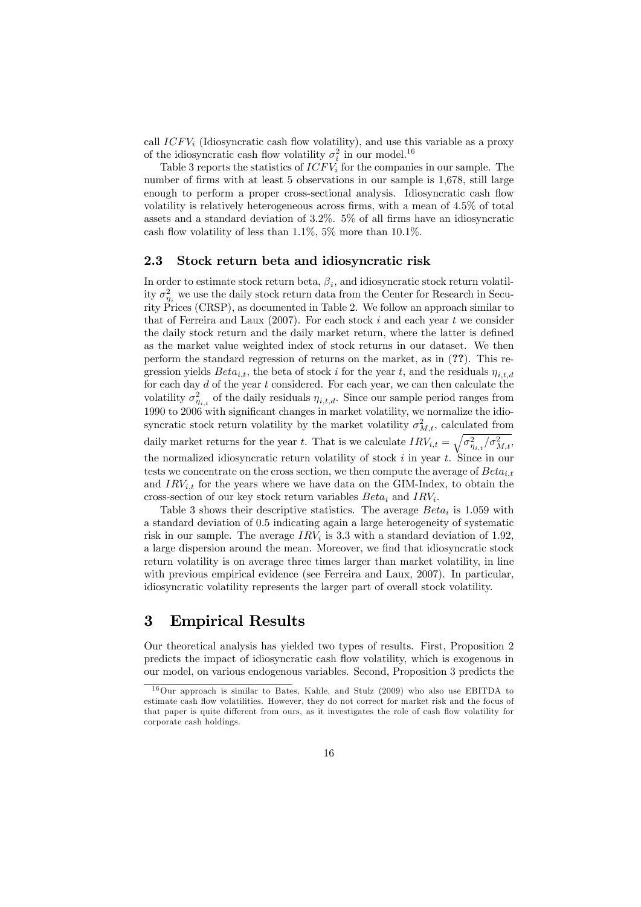call $ICFV_i$ (Idiosyncratic cash flow volatility), and use this variable as a proxy of the idiosyncratic cash flow volatility $\sigma_i^2$ in our model.[16]

Table 3 reports the statistics of $ICFV_i$ for the companies in our sample. The number of firms with at least 5 observations in our sample is 1,678, still large enough to perform a proper cross-sectional analysis. Idiosyncratic cash flow volatility is relatively heterogeneous across firms, with a mean of 4.5% of total assets and a standard deviation of 3.2%. 5% of all firms have an idiosyncratic cash flow volatility of less than 1.1%, 5% more than 10.1%.

### 2.3 Stock return beta and idiosyncratic risk

In order to estimate stock return beta, $\beta_i$, and idiosyncratic stock return volatility $\sigma^2_{\eta_i}$ we use the daily stock return data from the Center for Research in Security Prices (CRSP), as documented in Table 2. We follow an approach similar to that of Ferreira and Laux (2007). For each stock $i$ and each year $t$ we consider the daily stock return and the daily market return, where the latter is defined as the market value weighted index of stock returns in our dataset. We then perform the standard regression of returns on the market, as in (**??**). This regression yields $Beta_{i,t}$, the beta of stock $i$ for the year $t$, and the residuals $\eta_{i,t,d}$ for each day $d$ of the year $t$ considered. For each year, we can then calculate the volatility $\sigma^2_{\eta_{i,t}}$ of the daily residuals $\eta_{i,t,d}$. Since our sample period ranges from 1990 to 2006 with significant changes in market volatility, we normalize the idiosyncratic stock return volatility by the market volatility $\sigma^2_{M,t}$, calculated from daily market returns for the year $t$. That is we calculate $IRV_{i,t} = \sqrt{\sigma^2_{\eta_{i,t}}/\sigma^2_{M,t}}$, the normalized idiosyncratic return volatility of stock $i$ in year $t$. Since in our tests we concentrate on the cross section, we then compute the average of $Beta_{i,t}$ and $IRV_{i,t}$ for the years where we have data on the GIM-Index, to obtain the cross-section of our key stock return variables $Beta_i$ and $IRV_i$.

Table 3 shows their descriptive statistics. The average $Beta_i$ is 1.059 with a standard deviation of 0.5 indicating again a large heterogeneity of systematic risk in our sample. The average $IRV_i$ is 3.3 with a standard deviation of 1.92, a large dispersion around the mean. Moreover, we find that idiosyncratic stock return volatility is on average three times larger than market volatility, in line with previous empirical evidence (see Ferreira and Laux, 2007). In particular, idiosyncratic volatility represents the larger part of overall stock volatility.

# 3 Empirical Results

Our theoretical analysis has yielded two types of results. First, Proposition 2 predicts the impact of idiosyncratic cash flow volatility, which is exogenous in our model, on various endogenous variables. Second, Proposition 3 predicts the

[16] Our approach is similar to Bates, Kahle, and Stulz (2009) who also use EBITDA to estimate cash flow volatilities. However, they do not correct for market risk and the focus of that paper is quite different from ours, as it investigates the role of cash flow volatility for corporate cash holdings.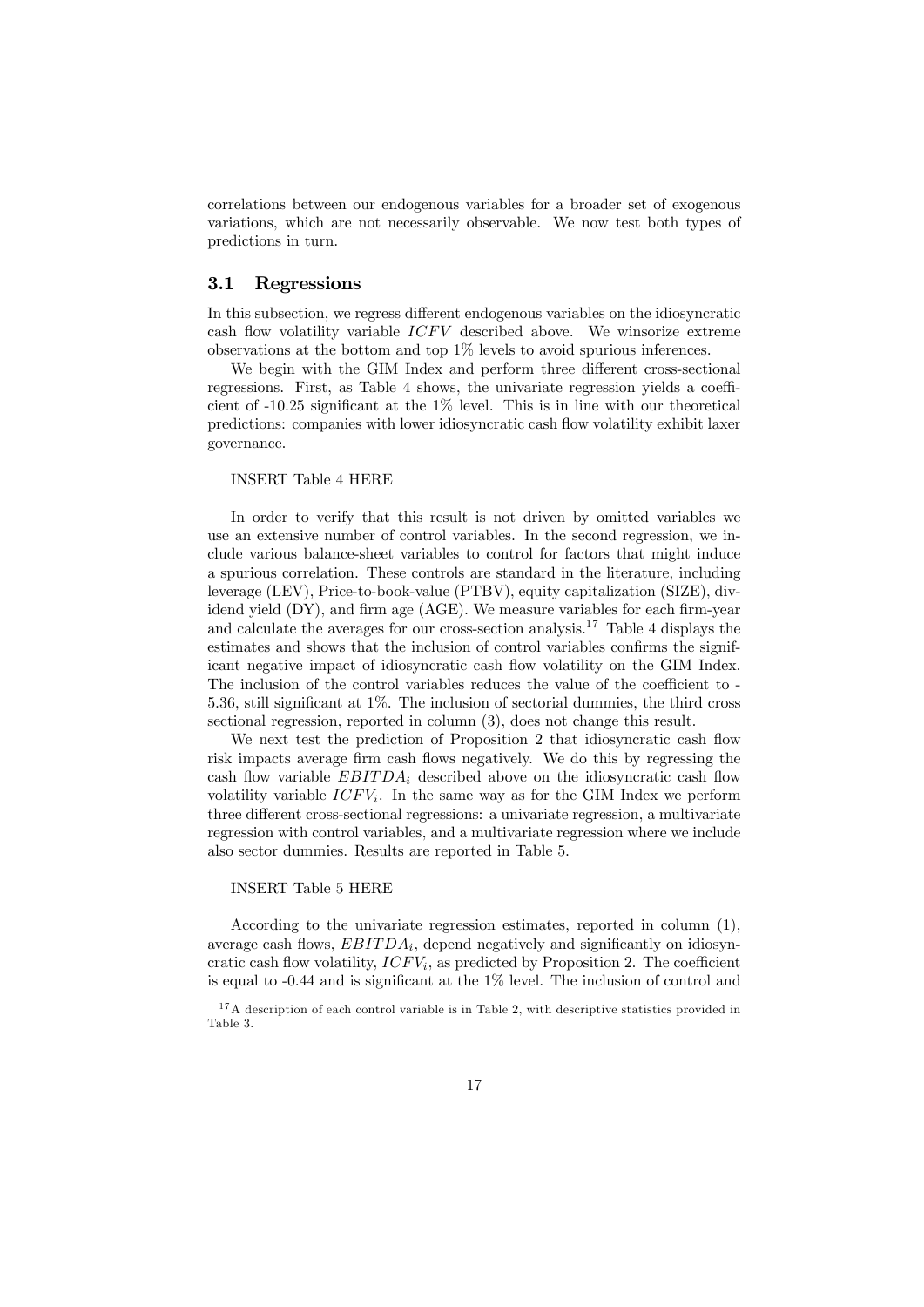correlations between our endogenous variables for a broader set of exogenous variations, which are not necessarily observable. We now test both types of predictions in turn.

### 3.1 Regressions

In this subsection, we regress different endogenous variables on the idiosyncratic cash flow volatility variable $ICFV$ described above. We winsorize extreme observations at the bottom and top 1% levels to avoid spurious inferences.

We begin with the GIM Index and perform three different cross-sectional regressions. First, as Table 4 shows, the univariate regression yields a coefficient of -10.25 significant at the 1% level. This is in line with our theoretical predictions: companies with lower idiosyncratic cash flow volatility exhibit laxer governance.

INSERT Table 4 HERE

In order to verify that this result is not driven by omitted variables we use an extensive number of control variables. In the second regression, we include various balance-sheet variables to control for factors that might induce a spurious correlation. These controls are standard in the literature, including leverage (LEV), Price-to-book-value (PTBV), equity capitalization (SIZE), dividend yield (DY), and firm age (AGE). We measure variables for each firm-year and calculate the averages for our cross-section analysis.[17] Table 4 displays the estimates and shows that the inclusion of control variables confirms the significant negative impact of idiosyncratic cash flow volatility on the GIM Index. The inclusion of the control variables reduces the value of the coefficient to -5.36, still significant at 1%. The inclusion of sectorial dummies, the third cross sectional regression, reported in column (3), does not change this result.

We next test the prediction of Proposition 2 that idiosyncratic cash flow risk impacts average firm cash flows negatively. We do this by regressing the cash flow variable $EBITDA_i$ described above on the idiosyncratic cash flow volatility variable $ICFV_i$. In the same way as for the GIM Index we perform three different cross-sectional regressions: a univariate regression, a multivariate regression with control variables, and a multivariate regression where we include also sector dummies. Results are reported in Table 5.

INSERT Table 5 HERE

According to the univariate regression estimates, reported in column (1), average cash flows, $EBITDA_i$, depend negatively and significantly on idiosyncratic cash flow volatility, $ICFV_i$, as predicted by Proposition 2. The coefficient is equal to -0.44 and is significant at the 1% level. The inclusion of control and

[17] A description of each control variable is in Table 2, with descriptive statistics provided in Table 3.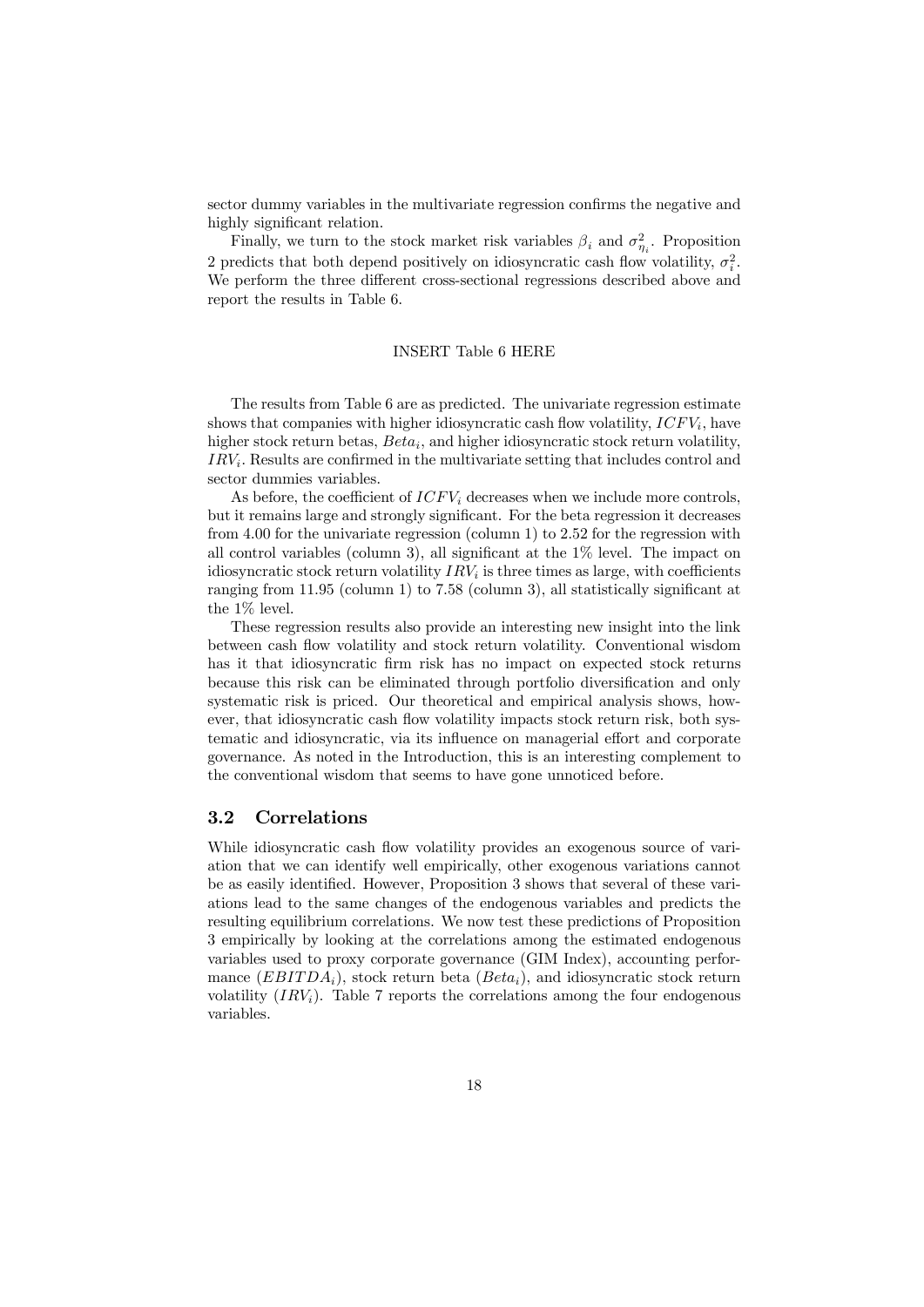sector dummy variables in the multivariate regression confirms the negative and highly significant relation.

Finally, we turn to the stock market risk variables $\beta_i$ and $\sigma^2_{\eta_i}$. Proposition 2 predicts that both depend positively on idiosyncratic cash flow volatility, $\sigma^2_i$. We perform the three different cross-sectional regressions described above and report the results in Table 6.

INSERT Table 6 HERE

The results from Table 6 are as predicted. The univariate regression estimate shows that companies with higher idiosyncratic cash flow volatility, $ICFV_i$, have higher stock return betas, $Beta_i$, and higher idiosyncratic stock return volatility, $IRV_i$. Results are confirmed in the multivariate setting that includes control and sector dummies variables.

As before, the coefficient of $ICFV_i$ decreases when we include more controls, but it remains large and strongly significant. For the beta regression it decreases from 4.00 for the univariate regression (column 1) to 2.52 for the regression with all control variables (column 3), all significant at the 1% level. The impact on idiosyncratic stock return volatility $IRV_i$ is three times as large, with coefficients ranging from 11.95 (column 1) to 7.58 (column 3), all statistically significant at the 1% level.

These regression results also provide an interesting new insight into the link between cash flow volatility and stock return volatility. Conventional wisdom has it that idiosyncratic firm risk has no impact on expected stock returns because this risk can be eliminated through portfolio diversification and only systematic risk is priced. Our theoretical and empirical analysis shows, however, that idiosyncratic cash flow volatility impacts stock return risk, both systematic and idiosyncratic, via its influence on managerial effort and corporate governance. As noted in the Introduction, this is an interesting complement to the conventional wisdom that seems to have gone unnoticed before.

### 3.2 Correlations

While idiosyncratic cash flow volatility provides an exogenous source of variation that we can identify well empirically, other exogenous variations cannot be as easily identified. However, Proposition 3 shows that several of these variations lead to the same changes of the endogenous variables and predicts the resulting equilibrium correlations. We now test these predictions of Proposition 3 empirically by looking at the correlations among the estimated endogenous variables used to proxy corporate governance (GIM Index), accounting performance ($EBITDA_i$), stock return beta ($Beta_i$), and idiosyncratic stock return volatility ($IRV_i$). Table 7 reports the correlations among the four endogenous variables.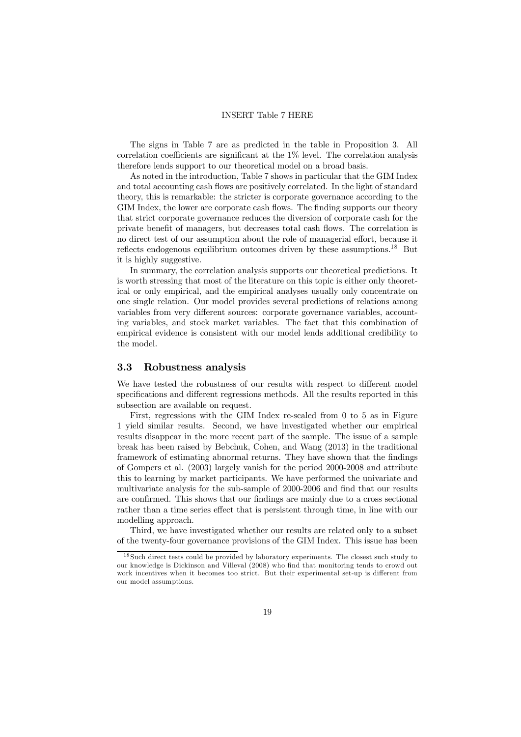INSERT Table 7 HERE

The signs in Table 7 are as predicted in the table in Proposition 3. All correlation coefficients are significant at the 1% level. The correlation analysis therefore lends support to our theoretical model on a broad basis.

As noted in the introduction, Table 7 shows in particular that the GIM Index and total accounting cash flows are positively correlated. In the light of standard theory, this is remarkable: the stricter is corporate governance according to the GIM Index, the lower are corporate cash flows. The finding supports our theory that strict corporate governance reduces the diversion of corporate cash for the private benefit of managers, but decreases total cash flows. The correlation is no direct test of our assumption about the role of managerial effort, because it reflects endogenous equilibrium outcomes driven by these assumptions.[18] But it is highly suggestive.

In summary, the correlation analysis supports our theoretical predictions. It is worth stressing that most of the literature on this topic is either only theoretical or only empirical, and the empirical analyses usually only concentrate on one single relation. Our model provides several predictions of relations among variables from very different sources: corporate governance variables, accounting variables, and stock market variables. The fact that this combination of empirical evidence is consistent with our model lends additional credibility to the model.

### 3.3 Robustness analysis

We have tested the robustness of our results with respect to different model specifications and different regressions methods. All the results reported in this subsection are available on request.

First, regressions with the GIM Index re-scaled from 0 to 5 as in Figure 1 yield similar results. Second, we have investigated whether our empirical results disappear in the more recent part of the sample. The issue of a sample break has been raised by Bebchuk, Cohen, and Wang (2013) in the traditional framework of estimating abnormal returns. They have shown that the findings of Gompers et al. (2003) largely vanish for the period 2000-2008 and attribute this to learning by market participants. We have performed the univariate and multivariate analysis for the sub-sample of 2000-2006 and find that our results are confirmed. This shows that our findings are mainly due to a cross sectional rather than a time series effect that is persistent through time, in line with our modelling approach.

Third, we have investigated whether our results are related only to a subset of the twenty-four governance provisions of the GIM Index. This issue has been

[18] Such direct tests could be provided by laboratory experiments. The closest such study to our knowledge is Dickinson and Villeval (2008) who find that monitoring tends to crowd out work incentives when it becomes too strict. But their experimental set-up is different from our model assumptions.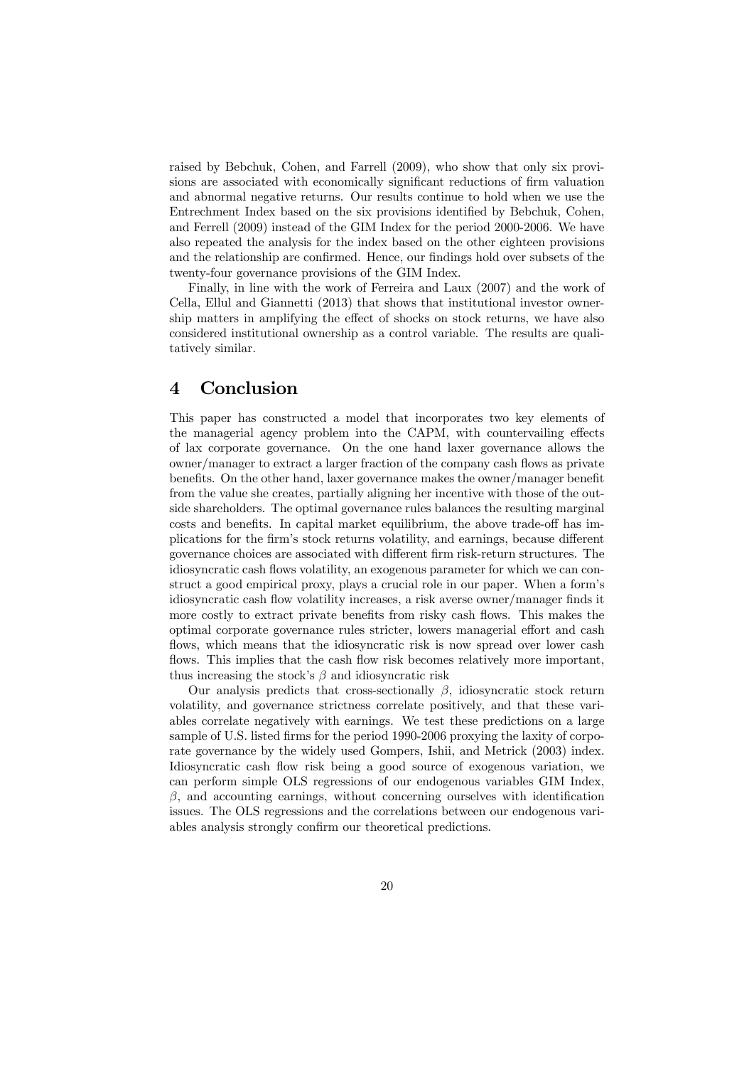raised by Bebchuk, Cohen, and Farrell (2009), who show that only six provisions are associated with economically significant reductions of firm valuation and abnormal negative returns. Our results continue to hold when we use the Entrechment Index based on the six provisions identified by Bebchuk, Cohen, and Ferrell (2009) instead of the GIM Index for the period 2000-2006. We have also repeated the analysis for the index based on the other eighteen provisions and the relationship are confirmed. Hence, our findings hold over subsets of the twenty-four governance provisions of the GIM Index.

Finally, in line with the work of Ferreira and Laux (2007) and the work of Cella, Ellul and Giannetti (2013) that shows that institutional investor ownership matters in amplifying the effect of shocks on stock returns, we have also considered institutional ownership as a control variable. The results are qualitatively similar.

# 4 Conclusion

This paper has constructed a model that incorporates two key elements of the managerial agency problem into the CAPM, with countervailing effects of lax corporate governance. On the one hand laxer governance allows the owner/manager to extract a larger fraction of the company cash flows as private benefits. On the other hand, laxer governance makes the owner/manager benefit from the value she creates, partially aligning her incentive with those of the outside shareholders. The optimal governance rules balances the resulting marginal costs and benefits. In capital market equilibrium, the above trade-off has implications for the firm's stock returns volatility, and earnings, because different governance choices are associated with different firm risk-return structures. The idiosyncratic cash flows volatility, an exogenous parameter for which we can construct a good empirical proxy, plays a crucial role in our paper. When a form's idiosyncratic cash flow volatility increases, a risk averse owner/manager finds it more costly to extract private benefits from risky cash flows. This makes the optimal corporate governance rules stricter, lowers managerial effort and cash flows, which means that the idiosyncratic risk is now spread over lower cash flows. This implies that the cash flow risk becomes relatively more important, thus increasing the stock's $\beta$ and idiosyncratic risk

Our analysis predicts that cross-sectionally $\beta$, idiosyncratic stock return volatility, and governance strictness correlate positively, and that these variables correlate negatively with earnings. We test these predictions on a large sample of U.S. listed firms for the period 1990-2006 proxying the laxity of corporate governance by the widely used Gompers, Ishii, and Metrick (2003) index. Idiosyncratic cash flow risk being a good source of exogenous variation, we can perform simple OLS regressions of our endogenous variables GIM Index, $\beta$, and accounting earnings, without concerning ourselves with identification issues. The OLS regressions and the correlations between our endogenous variables analysis strongly confirm our theoretical predictions.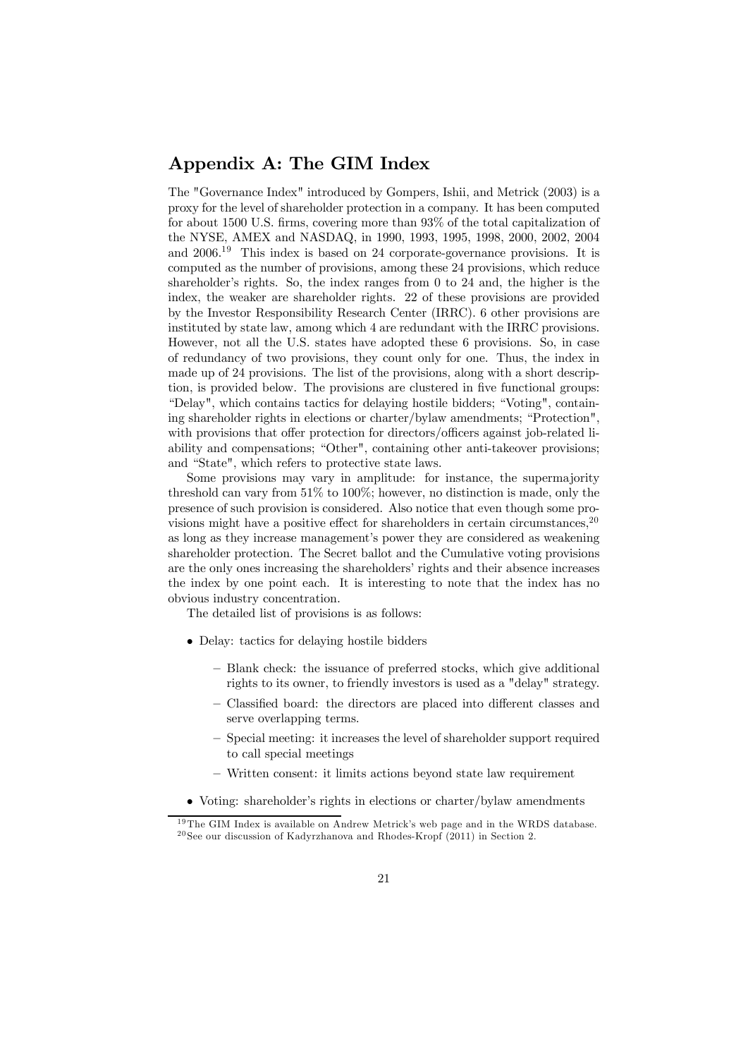## Appendix A: The GIM Index

The "Governance Index" introduced by Gompers, Ishii, and Metrick (2003) is a proxy for the level of shareholder protection in a company. It has been computed for about 1500 U.S. firms, covering more than 93% of the total capitalization of the NYSE, AMEX and NASDAQ, in 1990, 1993, 1995, 1998, 2000, 2002, 2004 and 2006.[19] This index is based on 24 corporate-governance provisions. It is computed as the number of provisions, among these 24 provisions, which reduce shareholder's rights. So, the index ranges from 0 to 24 and, the higher is the index, the weaker are shareholder rights. 22 of these provisions are provided by the Investor Responsibility Research Center (IRRC). 6 other provisions are instituted by state law, among which 4 are redundant with the IRRC provisions. However, not all the U.S. states have adopted these 6 provisions. So, in case of redundancy of two provisions, they count only for one. Thus, the index in made up of 24 provisions. The list of the provisions, along with a short description, is provided below. The provisions are clustered in five functional groups: "Delay", which contains tactics for delaying hostile bidders; "Voting", containing shareholder rights in elections or charter/bylaw amendments; "Protection", with provisions that offer protection for directors/officers against job-related liability and compensations; "Other", containing other anti-takeover provisions; and "State", which refers to protective state laws.

Some provisions may vary in amplitude: for instance, the supermajority threshold can vary from 51% to 100%; however, no distinction is made, only the presence of such provision is considered. Also notice that even though some provisions might have a positive effect for shareholders in certain circumstances,[20] as long as they increase management's power they are considered as weakening shareholder protection. The Secret ballot and the Cumulative voting provisions are the only ones increasing the shareholders' rights and their absence increases the index by one point each. It is interesting to note that the index has no obvious industry concentration.

The detailed list of provisions is as follows:

- Delay: tactics for delaying hostile bidders
  - Blank check: the issuance of preferred stocks, which give additional rights to its owner, to friendly investors is used as a "delay" strategy.
  - Classified board: the directors are placed into different classes and serve overlapping terms.
  - Special meeting: it increases the level of shareholder support required to call special meetings
  - Written consent: it limits actions beyond state law requirement
- Voting: shareholder's rights in elections or charter/bylaw amendments

[19] The GIM Index is available on Andrew Metrick's web page and in the WRDS database.

[20] See our discussion of Kadyrzhanova and Rhodes-Kropf (2011) in Section 2.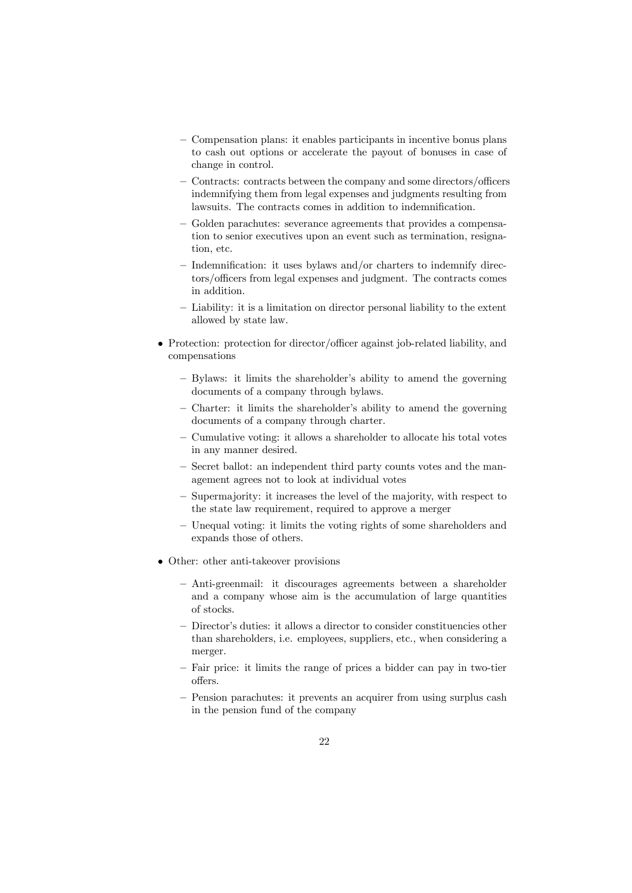- Compensation plans: it enables participants in incentive bonus plans to cash out options or accelerate the payout of bonuses in case of change in control.
  - Contracts: contracts between the company and some directors/officers indemnifying them from legal expenses and judgments resulting from lawsuits. The contracts comes in addition to indemnification.
  - Golden parachutes: severance agreements that provides a compensation to senior executives upon an event such as termination, resignation, etc.
  - Indemnification: it uses bylaws and/or charters to indemnify directors/officers from legal expenses and judgment. The contracts comes in addition.
  - Liability: it is a limitation on director personal liability to the extent allowed by state law.

- Protection: protection for director/officer against job-related liability, and compensations
  - Bylaws: it limits the shareholder's ability to amend the governing documents of a company through bylaws.
  - Charter: it limits the shareholder's ability to amend the governing documents of a company through charter.
  - Cumulative voting: it allows a shareholder to allocate his total votes in any manner desired.
  - Secret ballot: an independent third party counts votes and the management agrees not to look at individual votes
  - Supermajority: it increases the level of the majority, with respect to the state law requirement, required to approve a merger
  - Unequal voting: it limits the voting rights of some shareholders and expands those of others.

- Other: other anti-takeover provisions
  - Anti-greenmail: it discourages agreements between a shareholder and a company whose aim is the accumulation of large quantities of stocks.
  - Director's duties: it allows a director to consider constituencies other than shareholders, i.e. employees, suppliers, etc., when considering a merger.
  - Fair price: it limits the range of prices a bidder can pay in two-tier offers.
  - Pension parachutes: it prevents an acquirer from using surplus cash in the pension fund of the company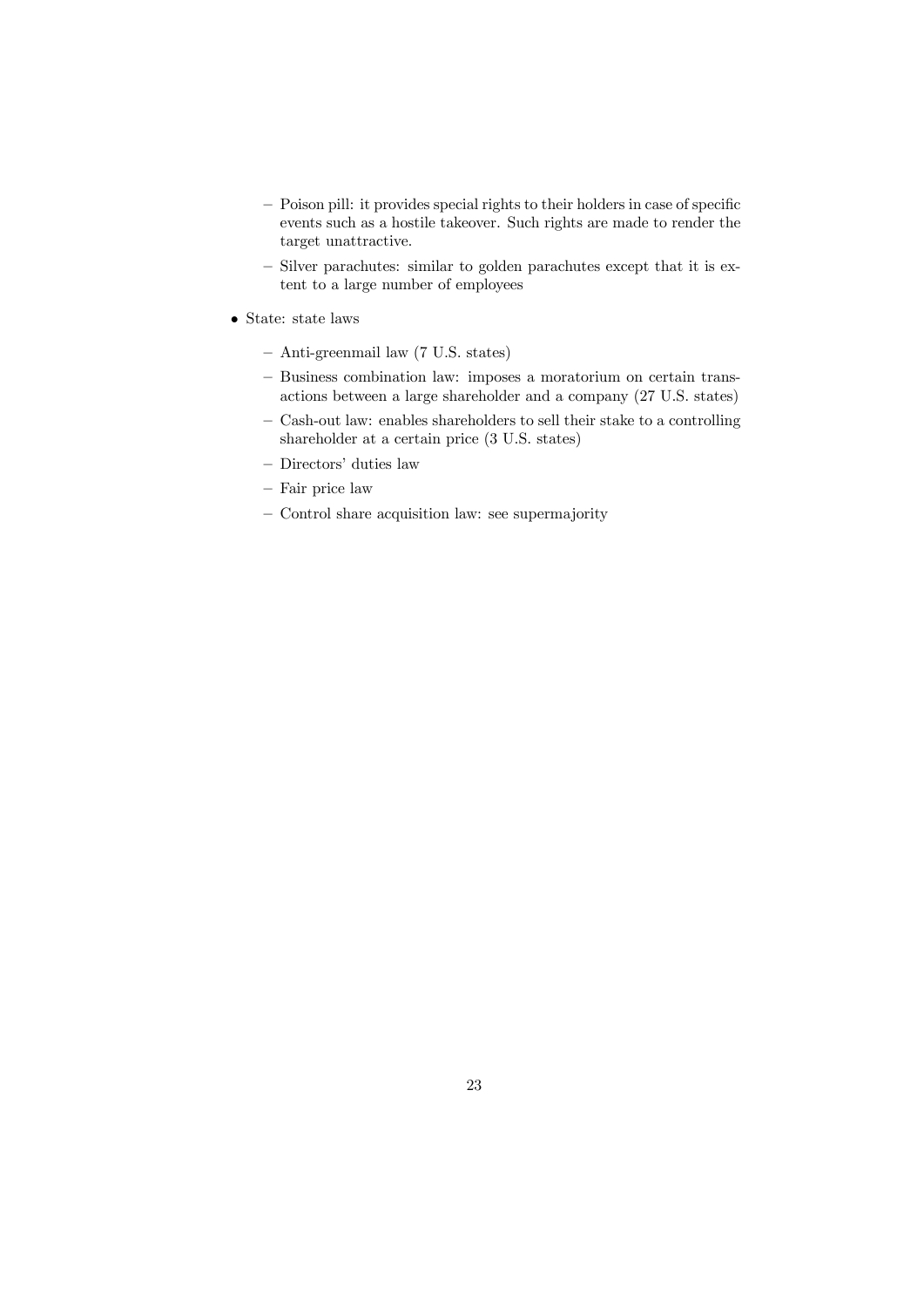- Poison pill: it provides special rights to their holders in case of specific events such as a hostile takeover. Such rights are made to render the target unattractive.
  - Silver parachutes: similar to golden parachutes except that it is extent to a large number of employees

- State: state laws
  - Anti-greenmail law (7 U.S. states)
  - Business combination law: imposes a moratorium on certain transactions between a large shareholder and a company (27 U.S. states)
  - Cash-out law: enables shareholders to sell their stake to a controlling shareholder at a certain price (3 U.S. states)
  - Directors' duties law
  - Fair price law
  - Control share acquisition law: see supermajority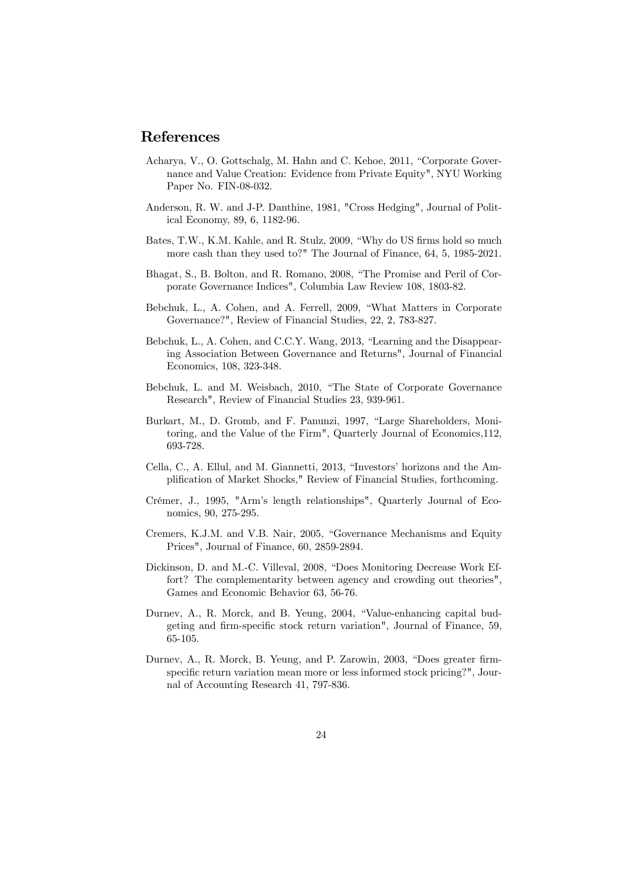# References

Acharya, V., O. Gottschalg, M. Hahn and C. Kehoe, 2011, "Corporate Governance and Value Creation: Evidence from Private Equity", NYU Working Paper No. FIN-08-032.

Anderson, R. W. and J-P. Danthine, 1981, "Cross Hedging", Journal of Political Economy, 89, 6, 1182-96.

Bates, T.W., K.M. Kahle, and R. Stulz, 2009, "Why do US firms hold so much more cash than they used to?" The Journal of Finance, 64, 5, 1985-2021.

Bhagat, S., B. Bolton, and R. Romano, 2008, "The Promise and Peril of Corporate Governance Indices", Columbia Law Review 108, 1803-82.

Bebchuk, L., A. Cohen, and A. Ferrell, 2009, "What Matters in Corporate Governance?", Review of Financial Studies, 22, 2, 783-827.

Bebchuk, L., A. Cohen, and C.C.Y. Wang, 2013, "Learning and the Disappearing Association Between Governance and Returns", Journal of Financial Economics, 108, 323-348.

Bebchuk, L. and M. Weisbach, 2010, "The State of Corporate Governance Research", Review of Financial Studies 23, 939-961.

Burkart, M., D. Gromb, and F. Panunzi, 1997, "Large Shareholders, Monitoring, and the Value of the Firm", Quarterly Journal of Economics,112, 693-728.

Cella, C., A. Ellul, and M. Giannetti, 2013, "Investors' horizons and the Amplification of Market Shocks," Review of Financial Studies, forthcoming.

Crémer, J., 1995, "Arm's length relationships", Quarterly Journal of Economics, 90, 275-295.

Cremers, K.J.M. and V.B. Nair, 2005, "Governance Mechanisms and Equity Prices", Journal of Finance, 60, 2859-2894.

Dickinson, D. and M.-C. Villeval, 2008, "Does Monitoring Decrease Work Effort? The complementarity between agency and crowding out theories", Games and Economic Behavior 63, 56-76.

Durnev, A., R. Morck, and B. Yeung, 2004, "Value-enhancing capital budgeting and firm-specific stock return variation", Journal of Finance, 59, 65-105.

Durnev, A., R. Morck, B. Yeung, and P. Zarowin, 2003, "Does greater firm-specific return variation mean more or less informed stock pricing?", Journal of Accounting Research 41, 797-836.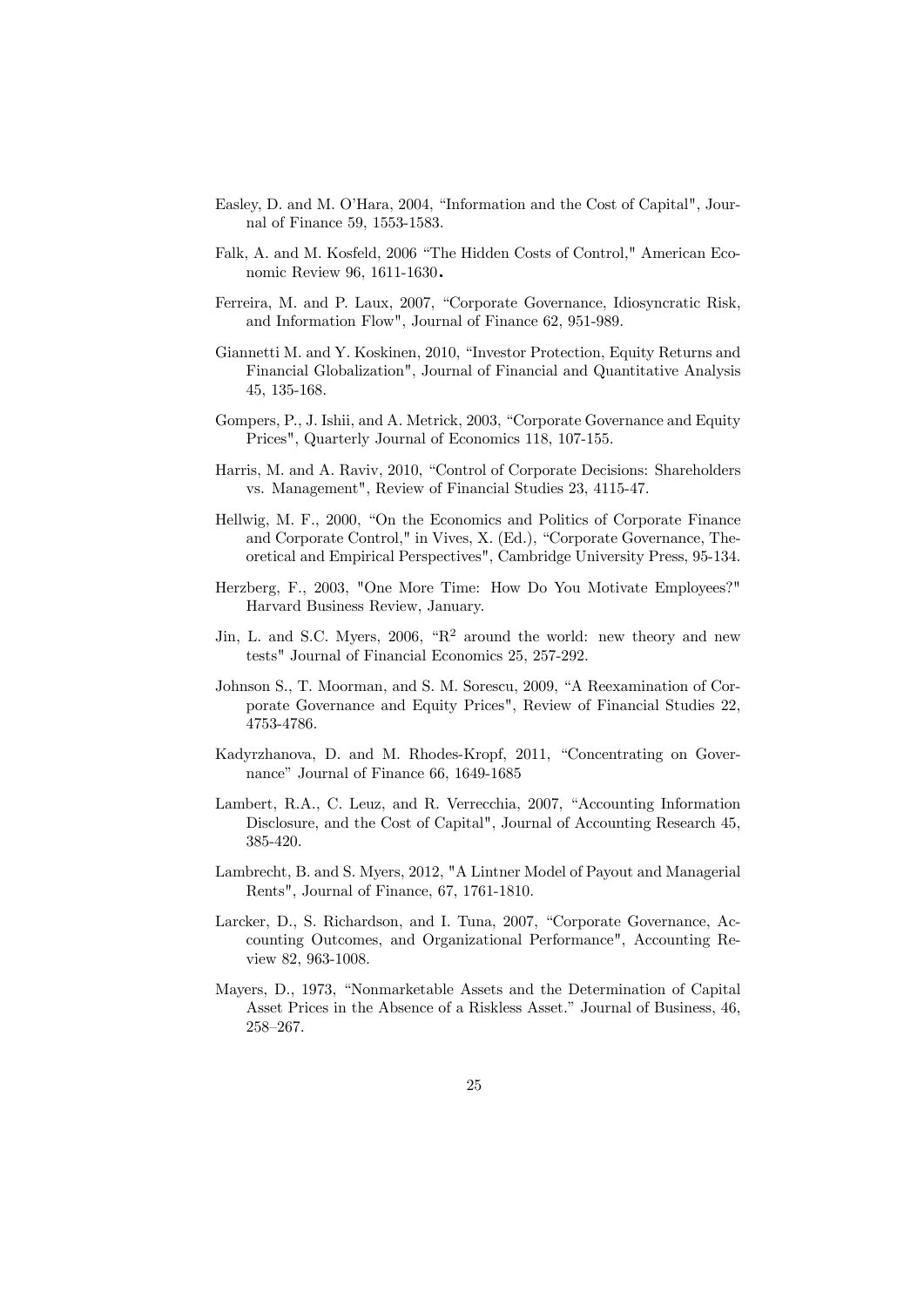Easley, D. and M. O'Hara, 2004, "Information and the Cost of Capital", Journal of Finance 59, 1553-1583.

Falk, A. and M. Kosfeld, 2006 "The Hidden Costs of Control," American Economic Review 96, 1611-1630.

Ferreira, M. and P. Laux, 2007, "Corporate Governance, Idiosyncratic Risk, and Information Flow", Journal of Finance 62, 951-989.

Giannetti M. and Y. Koskinen, 2010, "Investor Protection, Equity Returns and Financial Globalization", Journal of Financial and Quantitative Analysis 45, 135-168.

Gompers, P., J. Ishii, and A. Metrick, 2003, "Corporate Governance and Equity Prices", Quarterly Journal of Economics 118, 107-155.

Harris, M. and A. Raviv, 2010, "Control of Corporate Decisions: Shareholders vs. Management", Review of Financial Studies 23, 4115-47.

Hellwig, M. F., 2000, "On the Economics and Politics of Corporate Finance and Corporate Control," in Vives, X. (Ed.), "Corporate Governance, Theoretical and Empirical Perspectives", Cambridge University Press, 95-134.

Herzberg, F., 2003, "One More Time: How Do You Motivate Employees?" Harvard Business Review, January.

Jin, L. and S.C. Myers, 2006, "$R^2$ around the world: new theory and new tests" Journal of Financial Economics 25, 257-292.

Johnson S., T. Moorman, and S. M. Sorescu, 2009, "A Reexamination of Corporate Governance and Equity Prices", Review of Financial Studies 22, 4753-4786.

Kadyrzhanova, D. and M. Rhodes-Kropf, 2011, "Concentrating on Governance" Journal of Finance 66, 1649-1685

Lambert, R.A., C. Leuz, and R. Verrecchia, 2007, "Accounting Information Disclosure, and the Cost of Capital", Journal of Accounting Research 45, 385-420.

Lambrecht, B. and S. Myers, 2012, "A Lintner Model of Payout and Managerial Rents", Journal of Finance, 67, 1761-1810.

Larcker, D., S. Richardson, and I. Tuna, 2007, "Corporate Governance, Accounting Outcomes, and Organizational Performance", Accounting Review 82, 963-1008.

Mayers, D., 1973, "Nonmarketable Assets and the Determination of Capital Asset Prices in the Absence of a Riskless Asset." Journal of Business, 46, 258–267.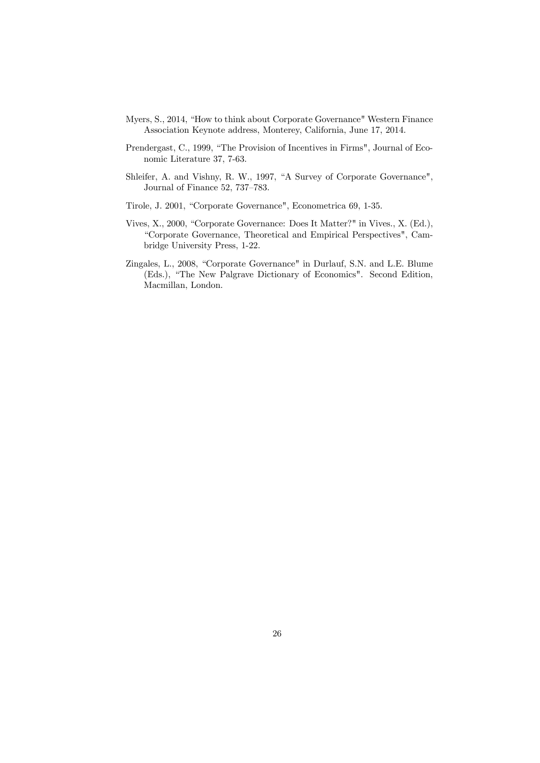Myers, S., 2014, "How to think about Corporate Governance" Western Finance Association Keynote address, Monterey, California, June 17, 2014.

Prendergast, C., 1999, "The Provision of Incentives in Firms", Journal of Economic Literature 37, 7-63.

Shleifer, A. and Vishny, R. W., 1997, "A Survey of Corporate Governance", Journal of Finance 52, 737–783.

Tirole, J. 2001, "Corporate Governance", Econometrica 69, 1-35.

Vives, X., 2000, "Corporate Governance: Does It Matter?" in Vives., X. (Ed.), "Corporate Governance, Theoretical and Empirical Perspectives", Cambridge University Press, 1-22.

Zingales, L., 2008, "Corporate Governance" in Durlauf, S.N. and L.E. Blume (Eds.), "The New Palgrave Dictionary of Economics". Second Edition, Macmillan, London.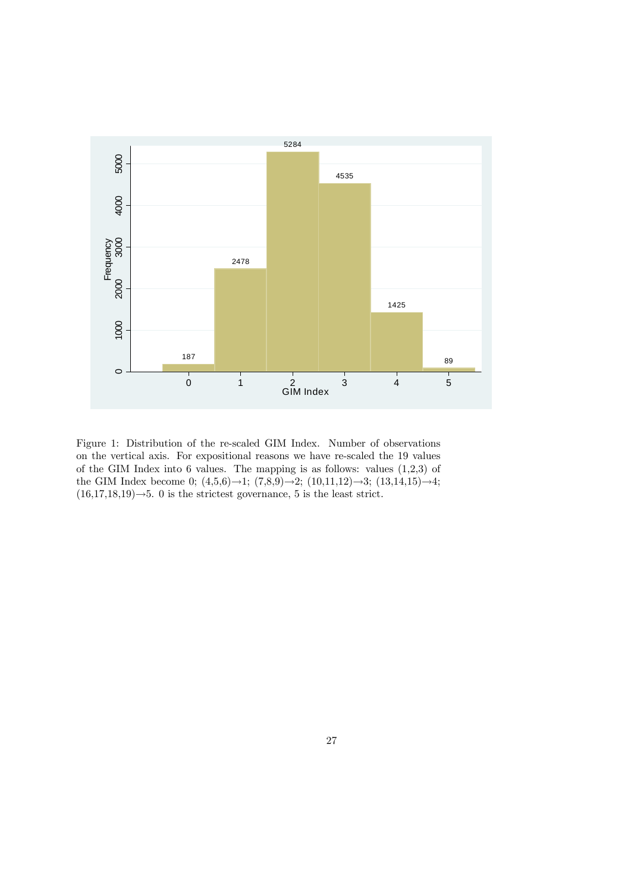Figure 1: Distribution of the re-scaled GIM Index. Number of observations on the vertical axis. For expositional reasons we have re-scaled the 19 values of the GIM Index into 6 values. The mapping is as follows: values (1,2,3) of the GIM Index become 0; (4,5,6)→1; (7,8,9)→2; (10,11,12)→3; (13,14,15)→4; (16,17,18,19)→5. 0 is the strictest governance, 5 is the least strict.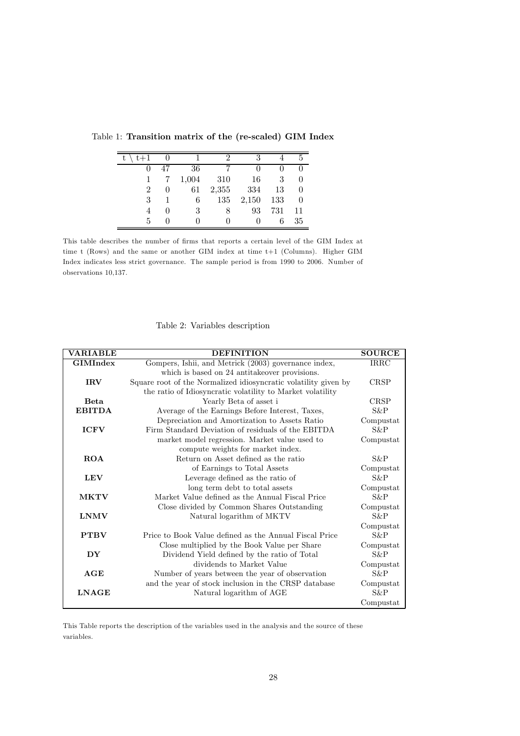Table 1: **Transition matrix of the (re-scaled) GIM Index**

| t \ t+1 | 0 | 1 | 2 | 3 | 4 | 5 |
|---|---|---|---|---|---|---|
| 0 | 47 | 36 | 7 | 0 | 0 | 0 |
| 1 | 7 | 1,004 | 310 | 16 | 3 | 0 |
| 2 | 0 | 61 | 2,355 | 334 | 13 | 0 |
| 3 | 1 | 6 | 135 | 2,150 | 133 | 0 |
| 4 | 0 | 3 | 8 | 93 | 731 | 11 |
| 5 | 0 | 0 | 0 | 0 | 6 | 35 |

This table describes the number of firms that reports a certain level of the GIM Index at time t (Rows) and the same or another GIM index at time t+1 (Columns). Higher GIM Index indicates less strict governance. The sample period is from 1990 to 2006. Number of observations 10,137.

Table 2: Variables description

| VARIABLE | DEFINITION | SOURCE |
|---|---|---|
| **GIMIndex** | Gompers, Ishii, and Metrick (2003) governance index, which is based on 24 antitakeover provisions. | IRRC |
| **IRV** | Square root of the Normalized idiosyncratic volatility given by the ratio of Idiosyncratic volatility to Market volatility | CRSP |
| **Beta** | Yearly Beta of asset i | CRSP |
| **EBITDA** | Average of the Earnings Before Interest, Taxes, Depreciation and Amortization to Assets Ratio | S&P Compustat |
| **ICFV** | Firm Standard Deviation of residuals of the EBITDA market model regression. Market value used to compute weights for market index. | S&P Compustat |
| **ROA** | Return on Asset defined as the ratio of Earnings to Total Assets | S&P Compustat |
| **LEV** | Leverage defined as the ratio of long term debt to total assets | S&P Compustat |
| **MKTV** | Market Value defined as the Annual Fiscal Price Close divided by Common Shares Outstanding | S&P Compustat |
| **LNMV** | Natural logarithm of MKTV | S&P Compustat |
| **PTBV** | Price to Book Value defined as the Annual Fiscal Price Close multiplied by the Book Value per Share | S&P Compustat |
| **DY** | Dividend Yield defined by the ratio of Total dividends to Market Value | S&P Compustat |
| **AGE** | Number of years between the year of observation and the year of stock inclusion in the CRSP database | S&P Compustat |
| **LNAGE** | Natural logarithm of AGE | S&P Compustat |

This Table reports the description of the variables used in the analysis and the source of these variables.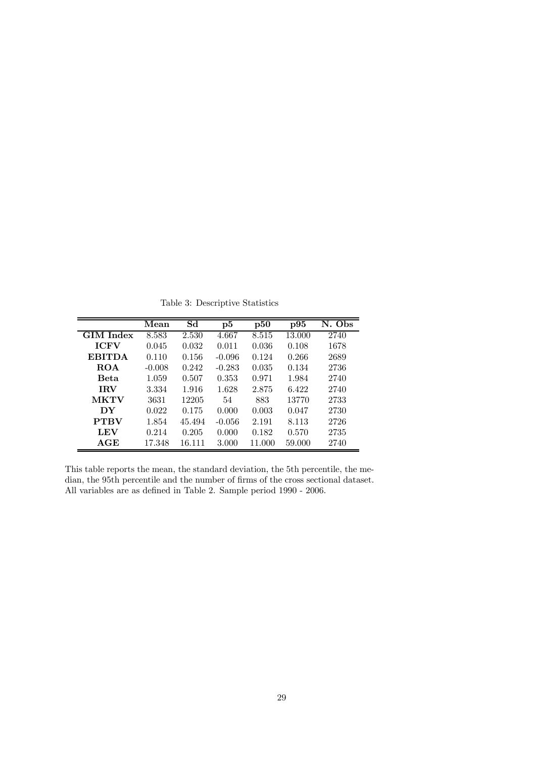Table 3: Descriptive Statistics

| | Mean | Sd | p5 | p50 | p95 | N. Obs |
|---|---|---|---|---|---|---|
| **GIM Index** | 8.583 | 2.530 | 4.667 | 8.515 | 13.000 | 2740 |
| **ICFV** | 0.045 | 0.032 | 0.011 | 0.036 | 0.108 | 1678 |
| **EBITDA** | 0.110 | 0.156 | -0.096 | 0.124 | 0.266 | 2689 |
| **ROA** | -0.008 | 0.242 | -0.283 | 0.035 | 0.134 | 2736 |
| **Beta** | 1.059 | 0.507 | 0.353 | 0.971 | 1.984 | 2740 |
| **IRV** | 3.334 | 1.916 | 1.628 | 2.875 | 6.422 | 2740 |
| **MKTV** | 3631 | 12205 | 54 | 883 | 13770 | 2733 |
| **DY** | 0.022 | 0.175 | 0.000 | 0.003 | 0.047 | 2730 |
| **PTBV** | 1.854 | 45.494 | -0.056 | 2.191 | 8.113 | 2726 |
| **LEV** | 0.214 | 0.205 | 0.000 | 0.182 | 0.570 | 2735 |
| **AGE** | 17.348 | 16.111 | 3.000 | 11.000 | 59.000 | 2740 |

This table reports the mean, the standard deviation, the 5th percentile, the median, the 95th percentile and the number of firms of the cross sectional dataset. All variables are as defined in Table 2. Sample period 1990 - 2006.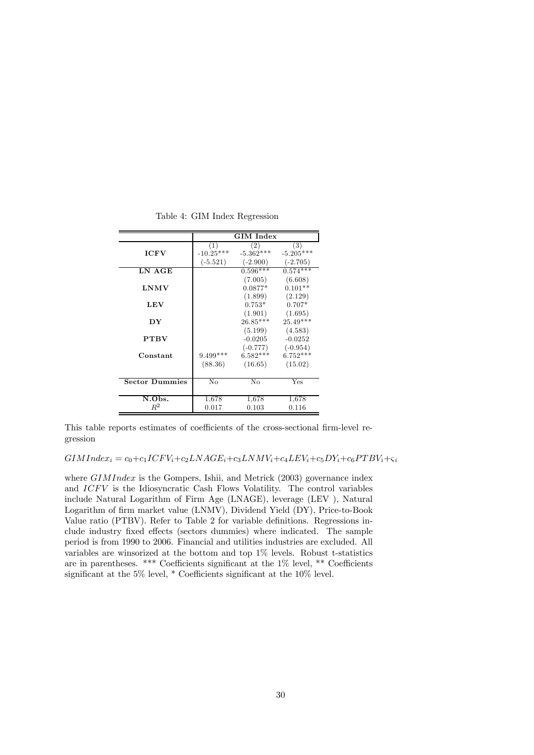Table 4: GIM Index Regression

| | GIM Index | | |
|---|---|---|---|
| | (1) | (2) | (3) |
| **ICFV** | -10.25*** | -5.362*** | -5.205*** |
| | (-5.521) | (-2.900) | (-2.705) |
| **LN AGE** | | 0.596*** | 0.574*** |
| | | (7.005) | (6.608) |
| **LNMV** | | 0.0877* | 0.101** |
| | | (1.899) | (2.129) |
| **LEV** | | 0.753* | 0.707* |
| | | (1.901) | (1.695) |
| **DY** | | 26.85*** | 25.49*** |
| | | (5.199) | (4.583) |
| **PTBV** | | -0.0205 | -0.0252 |
| | | (-0.777) | (-0.954) |
| **Constant** | 9.499*** | 6.582*** | 6.752*** |
| | (88.36) | (16.65) | (15.02) |
| **Sector Dummies** | No | No | Yes |
| **N.Obs.** | 1,678 | 1,678 | 1,678 |
| $R^2$ | 0.017 | 0.103 | 0.116 |

This table reports estimates of coefficients of the cross-sectional firm-level regression

$$GIMIndex_i = c_0 + c_1 ICFV_i + c_2 LNAGE_i + c_3 LNMV_i + c_4 LEV_i + c_5 DY_i + c_6 PTBV_i + \varsigma_i$$

where $GIMIndex$ is the Gompers, Ishii, and Metrick (2003) governance index and $ICFV$ is the Idiosyncratic Cash Flows Volatility. The control variables include Natural Logarithm of Firm Age (LNAGE), leverage (LEV ), Natural Logarithm of firm market value (LNMV), Dividend Yield (DY), Price-to-Book Value ratio (PTBV). Refer to Table 2 for variable definitions. Regressions include industry fixed effects (sectors dummies) where indicated. The sample period is from 1990 to 2006. Financial and utilities industries are excluded. All variables are winsorized at the bottom and top 1% levels. Robust t-statistics are in parentheses. *** Coefficients significant at the 1% level, ** Coefficients significant at the 5% level, * Coefficients significant at the 10% level.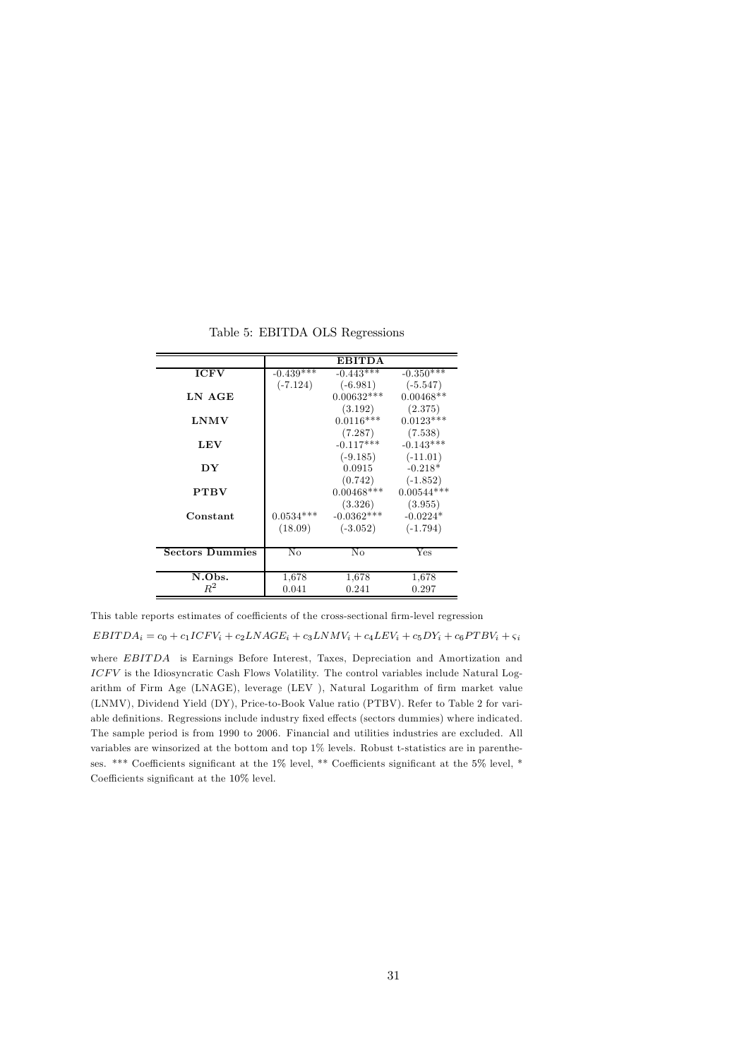Table 5: EBITDA OLS Regressions

| | EBITDA | | |
|---|---|---|---|
| **ICFV** | -0.439*** | -0.443*** | -0.350*** |
| | (-7.124) | (-6.981) | (-5.547) |
| **LN AGE** | | 0.00632*** | 0.00468** |
| | | (3.192) | (2.375) |
| **LNMV** | | 0.0116*** | 0.0123*** |
| | | (7.287) | (7.538) |
| **LEV** | | -0.117*** | -0.143*** |
| | | (-9.185) | (-11.01) |
| **DY** | | 0.0915 | -0.218* |
| | | (0.742) | (-1.852) |
| **PTBV** | | 0.00468*** | 0.00544*** |
| | | (3.326) | (3.955) |
| **Constant** | 0.0534*** | -0.0362*** | -0.0224* |
| | (18.09) | (-3.052) | (-1.794) |
| **Sectors Dummies** | No | No | Yes |
| **N.Obs.** | 1,678 | 1,678 | 1,678 |
| $R^2$ | 0.041 | 0.241 | 0.297 |

This table reports estimates of coefficients of the cross-sectional firm-level regression

$$EBITDA_i = c_0 + c_1 ICFV_i + c_2 LNAGE_i + c_3 LNMV_i + c_4 LEV_i + c_5 DY_i + c_6 PTBV_i + \varsigma_i$$

where $EBITDA$ is Earnings Before Interest, Taxes, Depreciation and Amortization and $ICFV$ is the Idiosyncratic Cash Flows Volatility. The control variables include Natural Logarithm of Firm Age (LNAGE), leverage (LEV ), Natural Logarithm of firm market value (LNMV), Dividend Yield (DY), Price-to-Book Value ratio (PTBV). Refer to Table 2 for variable definitions. Regressions include industry fixed effects (sectors dummies) where indicated. The sample period is from 1990 to 2006. Financial and utilities industries are excluded. All variables are winsorized at the bottom and top 1% levels. Robust t-statistics are in parentheses. *** Coefficients significant at the 1% level, ** Coefficients significant at the 5% level, * Coefficients significant at the 10% level.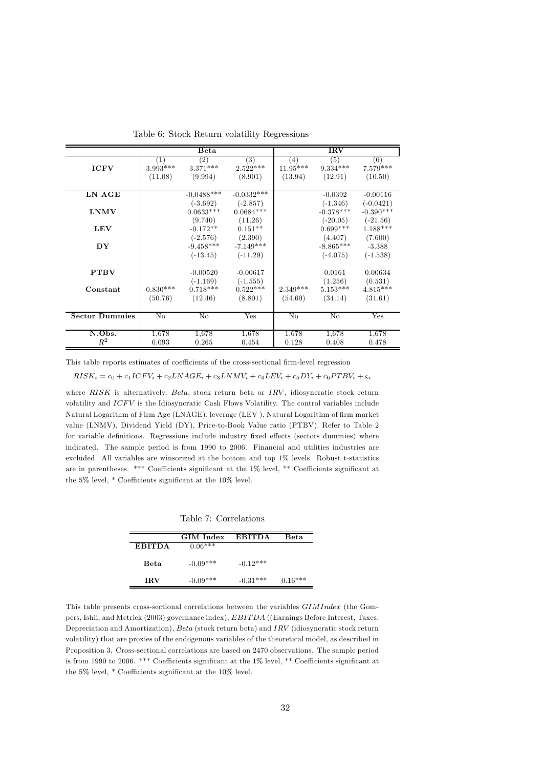Table 6: Stock Return volatility Regressions

| | Beta | | | IRV | | |
|---|---|---|---|---|---|---|
| | (1) | (2) | (3) | (4) | (5) | (6) |
| **ICFV** | 3.993*** | 3.371*** | 2.522*** | 11.95*** | 9.334*** | 7.579*** |
| | (11.08) | (9.994) | (8.901) | (13.94) | (12.91) | (10.50) |
| **LN AGE** | | -0.0488*** | -0.0332*** | | -0.0392 | -0.00116 |
| | | (-3.692) | (-2.857) | | (-1.346) | (-0.0421) |
| **LNMV** | | 0.0633*** | 0.0684*** | | -0.378*** | -0.390*** |
| | | (9.740) | (11.26) | | (-20.05) | (-21.56) |
| **LEV** | | -0.172** | 0.151** | | 0.699*** | 1.188*** |
| | | (-2.576) | (2.390) | | (4.407) | (7.600) |
| **DY** | | -9.458*** | -7.149*** | | -8.865*** | -3.388 |
| | | (-13.45) | (-11.29) | | (-4.075) | (-1.538) |
| **PTBV** | | -0.00520 | -0.00617 | | 0.0161 | 0.00634 |
| | | (-1.169) | (-1.555) | | (1.256) | (0.531) |
| **Constant** | 0.830*** | 0.718*** | 0.522*** | 2.349*** | 5.153*** | 4.815*** |
| | (50.76) | (12.46) | (8.801) | (54.60) | (34.14) | (31.61) |
| **Sector Dummies** | No | No | Yes | No | No | Yes |
| **N.Obs.** | 1,678 | 1,678 | 1,678 | 1,678 | 1,678 | 1,678 |
| $R^2$ | 0.093 | 0.265 | 0.454 | 0.128 | 0.408 | 0.478 |

This table reports estimates of coefficients of the cross-sectional firm-level regression

$$RISK_i = c_0 + c_1 ICFV_i + c_2 LNAGE_i + c_3 LNMV_i + c_4 LEV_i + c_5 DY_i + c_6 PTBV_i + \varsigma_i$$

where $RISK$ is alternatively, $Beta$, stock return beta or $IRV$, idiosyncratic stock return volatility and $ICFV$ is the Idiosyncratic Cash Flows Volatility. The control variables include Natural Logarithm of Firm Age (LNAGE), leverage (LEV ), Natural Logarithm of firm market value (LNMV), Dividend Yield (DY), Price-to-Book Value ratio (PTBV). Refer to Table 2 for variable definitions. Regressions include industry fixed effects (sectors dummies) where indicated. The sample period is from 1990 to 2006. Financial and utilities industries are excluded. All variables are winsorized at the bottom and top 1% levels. Robust t-statistics are in parentheses. *** Coefficients significant at the 1% level, ** Coefficients significant at the 5% level, * Coefficients significant at the 10% level.

Table 7: Correlations

| | GIM Index | EBITDA | Beta |
|---|---|---|---|
| **EBITDA** | 0.06*** | | |
| **Beta** | -0.09*** | -0.12*** | |
| **IRV** | -0.09*** | -0.31*** | 0.16*** |

This table presents cross-sectional correlations between the variables $GIMIndex$ (the Gompers, Ishii, and Metrick (2003) governance index), $EBITDA$ ((Earnings Before Interest, Taxes, Depreciation and Amortization), $Beta$ (stock return beta) and $IRV$ (idiosyncratic stock return volatility) that are proxies of the endogenous variables of the theoretical model, as described in Proposition 3. Cross-sectional correlations are based on 2470 observations. The sample period is from 1990 to 2006. *** Coefficients significant at the 1% level, ** Coefficients significant at the 5% level, * Coefficients significant at the 10% level.